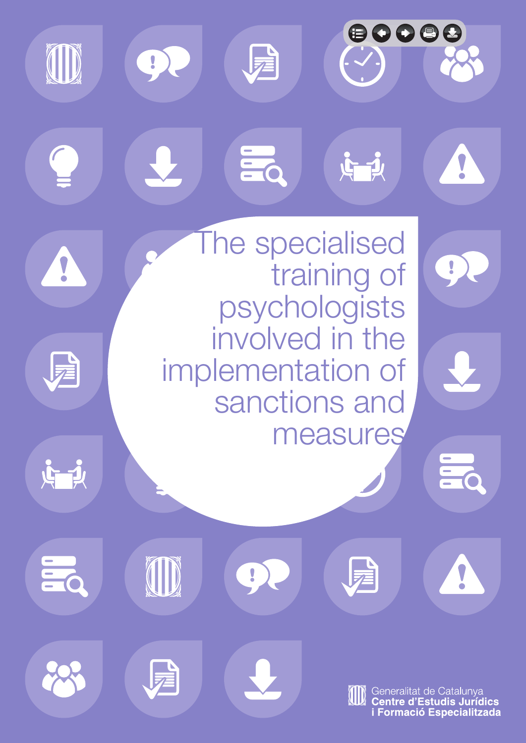# The specialised training of psychologists involved in the implementation of sanctions and measures

Generalitat de Catalunya
**Centre d'Estudis Jurídics i Formació Especialitzada**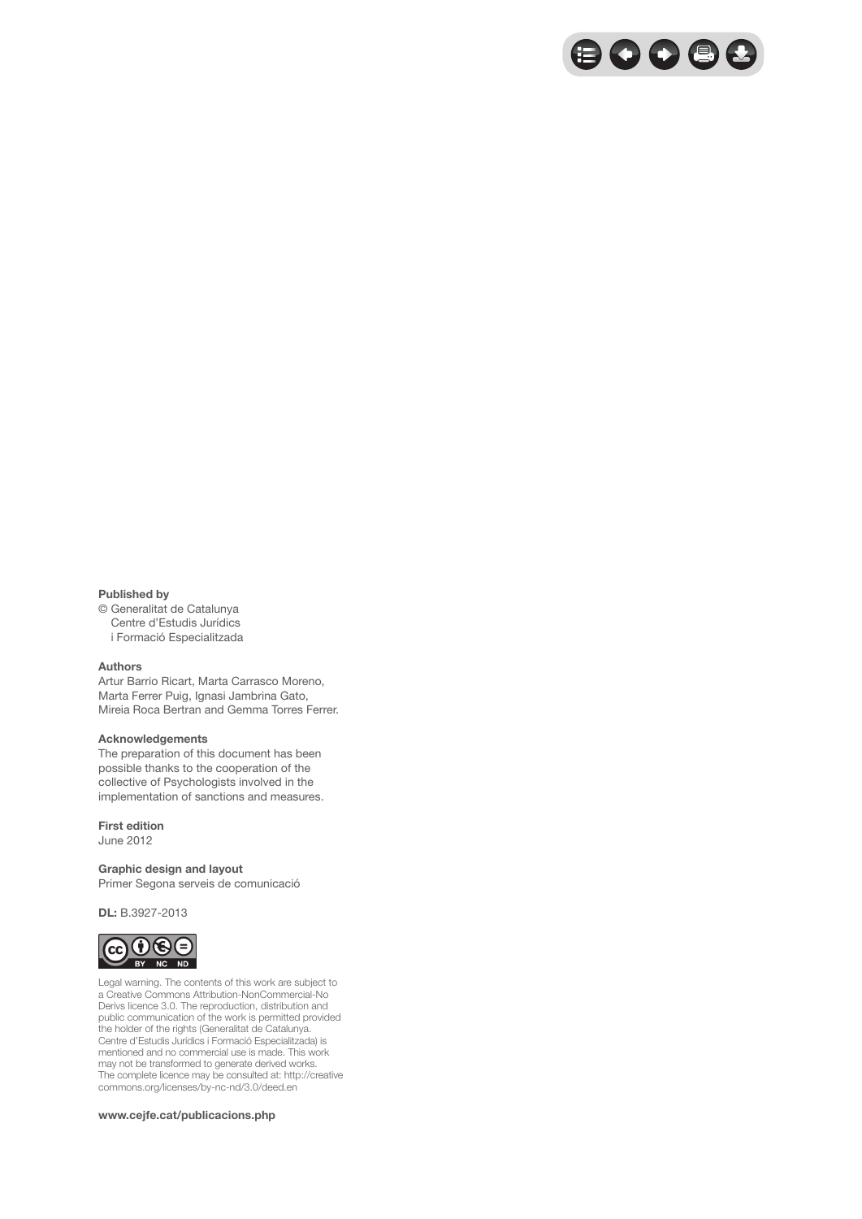**Published by**
© Generalitat de Catalunya
Centre d'Estudis Jurídics
i Formació Especialitzada

**Authors**
Artur Barrio Ricart, Marta Carrasco Moreno, Marta Ferrer Puig, Ignasi Jambrina Gato, Mireia Roca Bertran and Gemma Torres Ferrer.

**Acknowledgements**
The preparation of this document has been possible thanks to the cooperation of the collective of Psychologists involved in the implementation of sanctions and measures.

**First edition**
June 2012

**Graphic design and layout**
Primer Segona serveis de comunicació

**DL:** B.3927-2013

Legal warning. The contents of this work are subject to a Creative Commons Attribution-NonCommercial-No Derivs licence 3.0. The reproduction, distribution and public communication of the work is permitted provided the holder of the rights (Generalitat de Catalunya. Centre d'Estudis Jurídics i Formació Especialitzada) is mentioned and no commercial use is made. This work may not be transformed to generate derived works. The complete licence may be consulted at: http://creative commons.org/licenses/by-nc-nd/3.0/deed.en

**www.cejfe.cat/publicacions.php**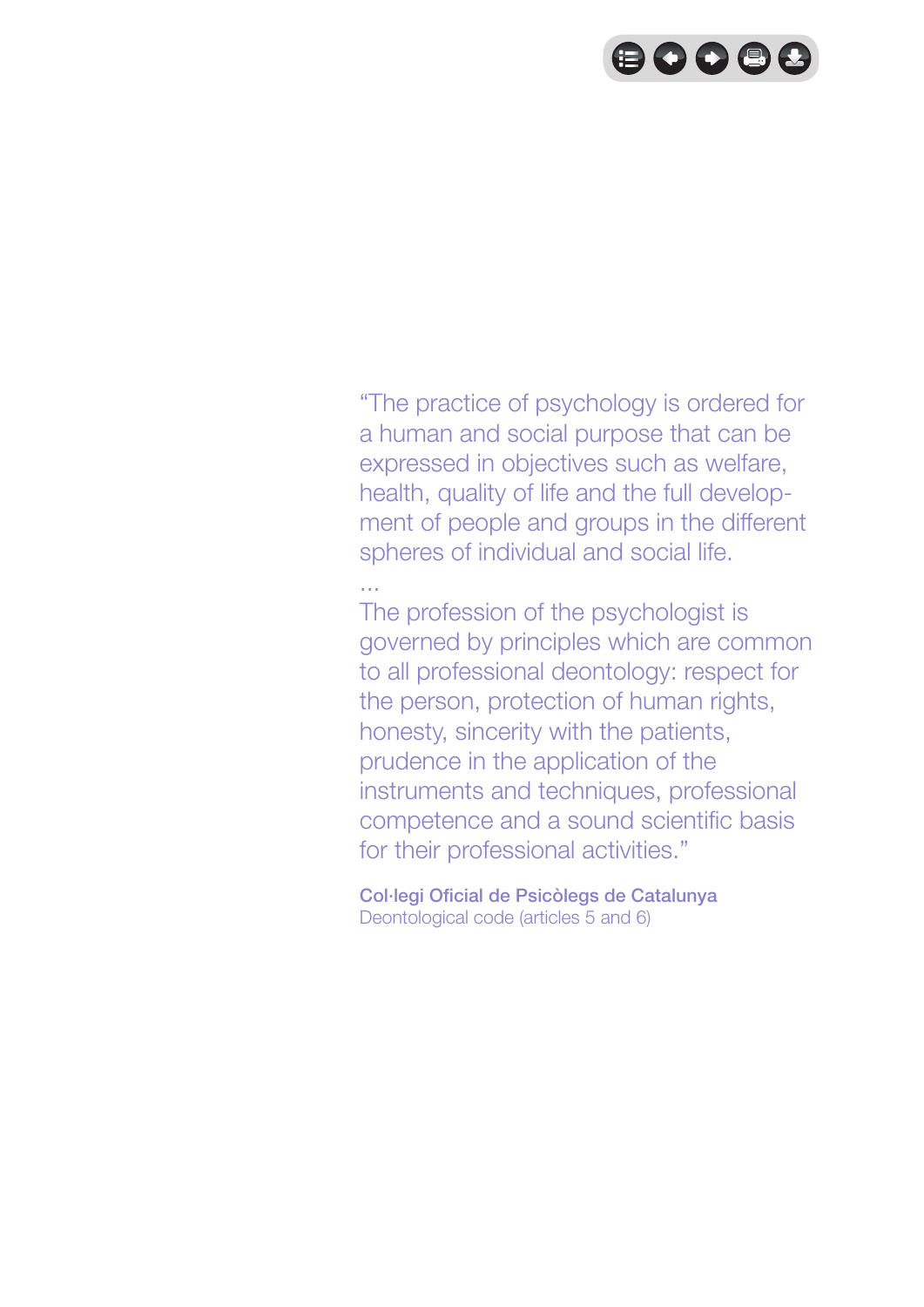"The practice of psychology is ordered for a human and social purpose that can be expressed in objectives such as welfare, health, quality of life and the full development of people and groups in the different spheres of individual and social life.

...

The profession of the psychologist is governed by principles which are common to all professional deontology: respect for the person, protection of human rights, honesty, sincerity with the patients, prudence in the application of the instruments and techniques, professional competence and a sound scientific basis for their professional activities."

**Col·legi Oficial de Psicòlegs de Catalunya**
Deontological code (articles 5 and 6)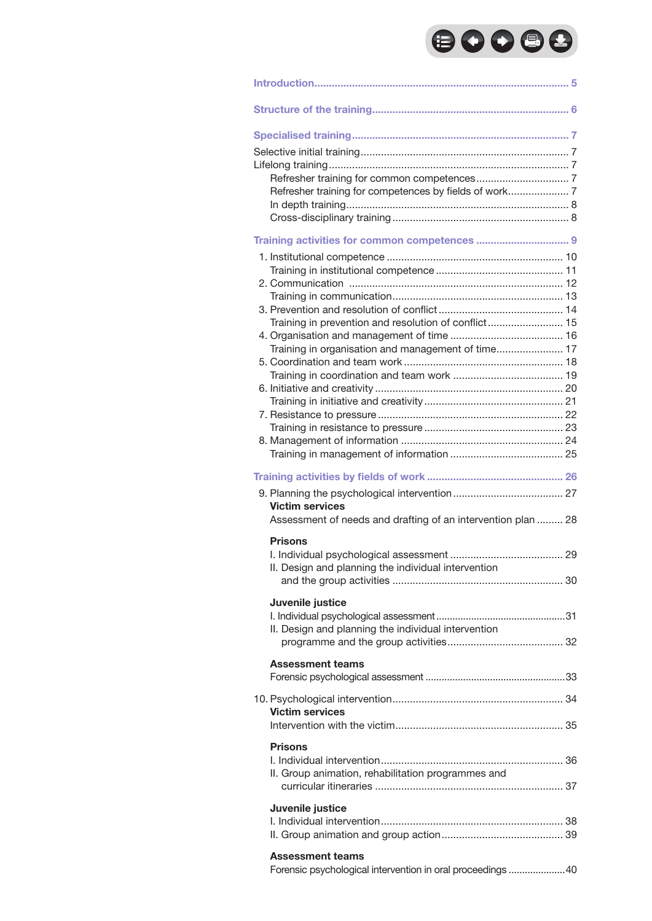Introduction ..... 5

Structure of the training ..... 6

Specialised training ..... 7

Selective initial training ..... 7
Lifelong training ..... 7
- Refresher training for common competences ..... 7
- Refresher training for competences by fields of work ..... 7
- In depth training ..... 8
- Cross-disciplinary training ..... 8

Training activities for common competences ..... 9

1. Institutional competence ..... 10
   - Training in institutional competence ..... 11
2. Communication ..... 12
   - Training in communication ..... 13
3. Prevention and resolution of conflict ..... 14
   - Training in prevention and resolution of conflict ..... 15
4. Organisation and management of time ..... 16
   - Training in organisation and management of time ..... 17
5. Coordination and team work ..... 18
   - Training in coordination and team work ..... 19
6. Initiative and creativity ..... 20
   - Training in initiative and creativity ..... 21
7. Resistance to pressure ..... 22
   - Training in resistance to pressure ..... 23
8. Management of information ..... 24
   - Training in management of information ..... 25

Training activities by fields of work ..... 26

9. Planning the psychological intervention ..... 27

   **Victim services**

   Assessment of needs and drafting of an intervention plan ..... 28

   **Prisons**

   I. Individual psychological assessment ..... 29
   II. Design and planning the individual intervention and the group activities ..... 30

   **Juvenile justice**

   I. Individual psychological assessment ..... 31
   II. Design and planning the individual intervention programme and the group activities ..... 32

   **Assessment teams**

   Forensic psychological assessment ..... 33

10. Psychological intervention ..... 34

   **Victim services**

   Intervention with the victim ..... 35

   **Prisons**

   I. Individual intervention ..... 36
   II. Group animation, rehabilitation programmes and curricular itineraries ..... 37

   **Juvenile justice**

   I. Individual intervention ..... 38
   II. Group animation and group action ..... 39

   **Assessment teams**

   Forensic psychological intervention in oral proceedings ..... 40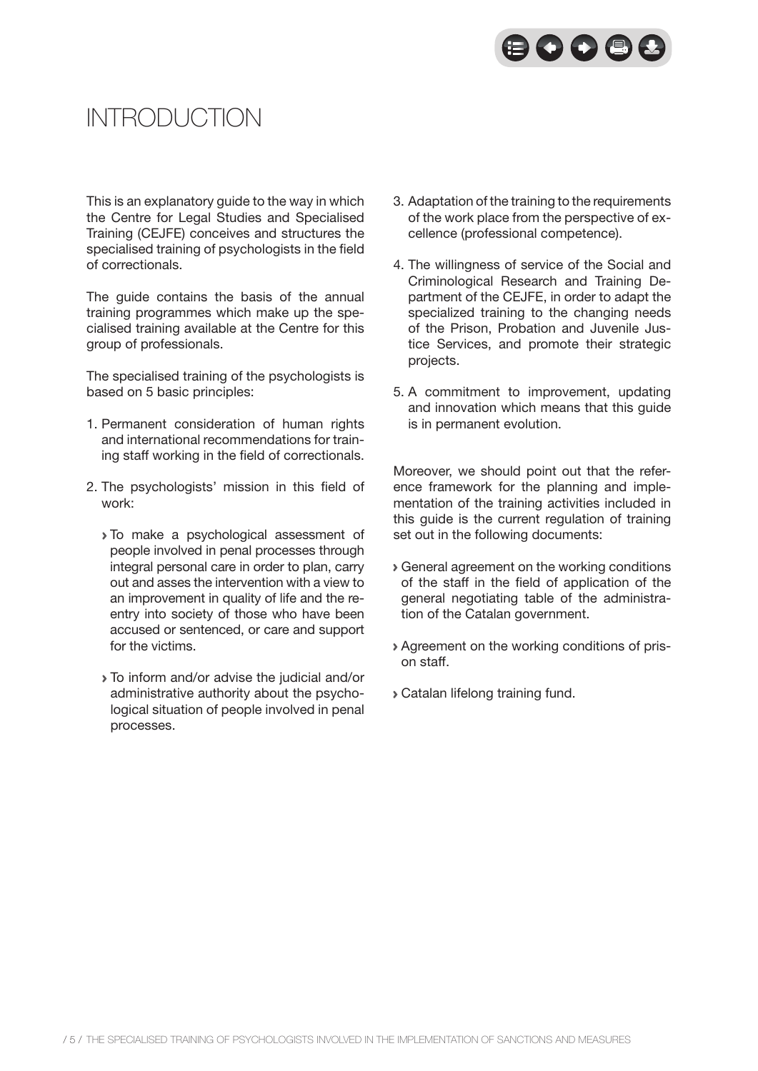# INTRODUCTION

This is an explanatory guide to the way in which the Centre for Legal Studies and Specialised Training (CEJFE) conceives and structures the specialised training of psychologists in the field of correctionals.

The guide contains the basis of the annual training programmes which make up the specialised training available at the Centre for this group of professionals.

The specialised training of the psychologists is based on 5 basic principles:

1. Permanent consideration of human rights and international recommendations for training staff working in the field of correctionals.
2. The psychologists' mission in this field of work:
   - To make a psychological assessment of people involved in penal processes through integral personal care in order to plan, carry out and asses the intervention with a view to an improvement in quality of life and the reentry into society of those who have been accused or sentenced, or care and support for the victims.
   - To inform and/or advise the judicial and/or administrative authority about the psychological situation of people involved in penal processes.
3. Adaptation of the training to the requirements of the work place from the perspective of excellence (professional competence).
4. The willingness of service of the Social and Criminological Research and Training Department of the CEJFE, in order to adapt the specialized training to the changing needs of the Prison, Probation and Juvenile Justice Services, and promote their strategic projects.
5. A commitment to improvement, updating and innovation which means that this guide is in permanent evolution.

Moreover, we should point out that the reference framework for the planning and implementation of the training activities included in this guide is the current regulation of training set out in the following documents:

- General agreement on the working conditions of the staff in the field of application of the general negotiating table of the administration of the Catalan government.
- Agreement on the working conditions of prison staff.
- Catalan lifelong training fund.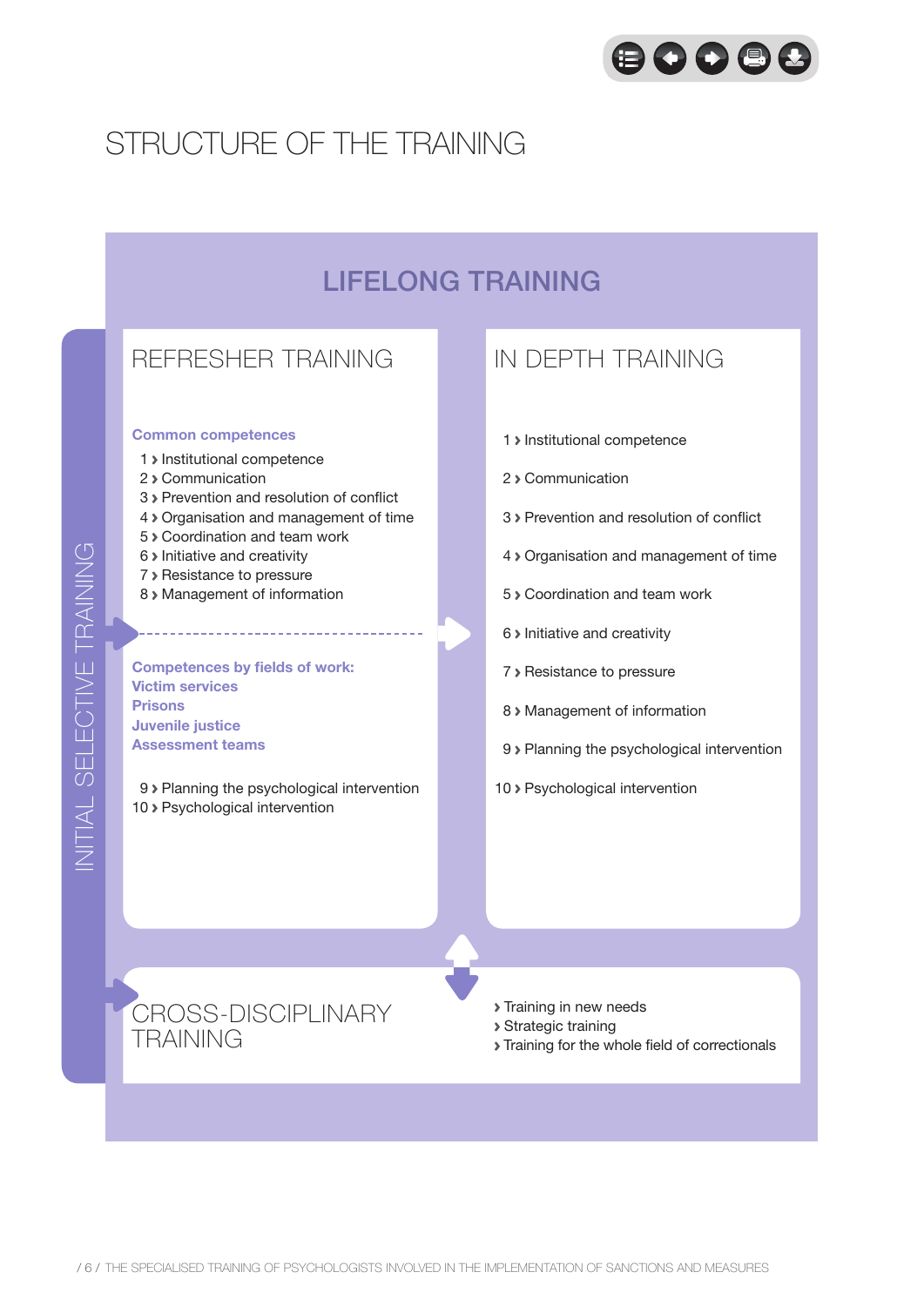# STRUCTURE OF THE TRAINING

## LIFELONG TRAINING

### INITIAL SELECTIVE TRAINING

### REFRESHER TRAINING

**Common competences**

1 › Institutional competence
2 › Communication
3 › Prevention and resolution of conflict
4 › Organisation and management of time
5 › Coordination and team work
6 › Initiative and creativity
7 › Resistance to pressure
8 › Management of information

**Competences by fields of work:**
**Victim services**
**Prisons**
**Juvenile justice**
**Assessment teams**

9 › Planning the psychological intervention
10 › Psychological intervention

### IN DEPTH TRAINING

1 › Institutional competence
2 › Communication
3 › Prevention and resolution of conflict
4 › Organisation and management of time
5 › Coordination and team work
6 › Initiative and creativity
7 › Resistance to pressure
8 › Management of information
9 › Planning the psychological intervention
10 › Psychological intervention

### CROSS-DISCIPLINARY TRAINING

› Training in new needs
› Strategic training
› Training for the whole field of correctionals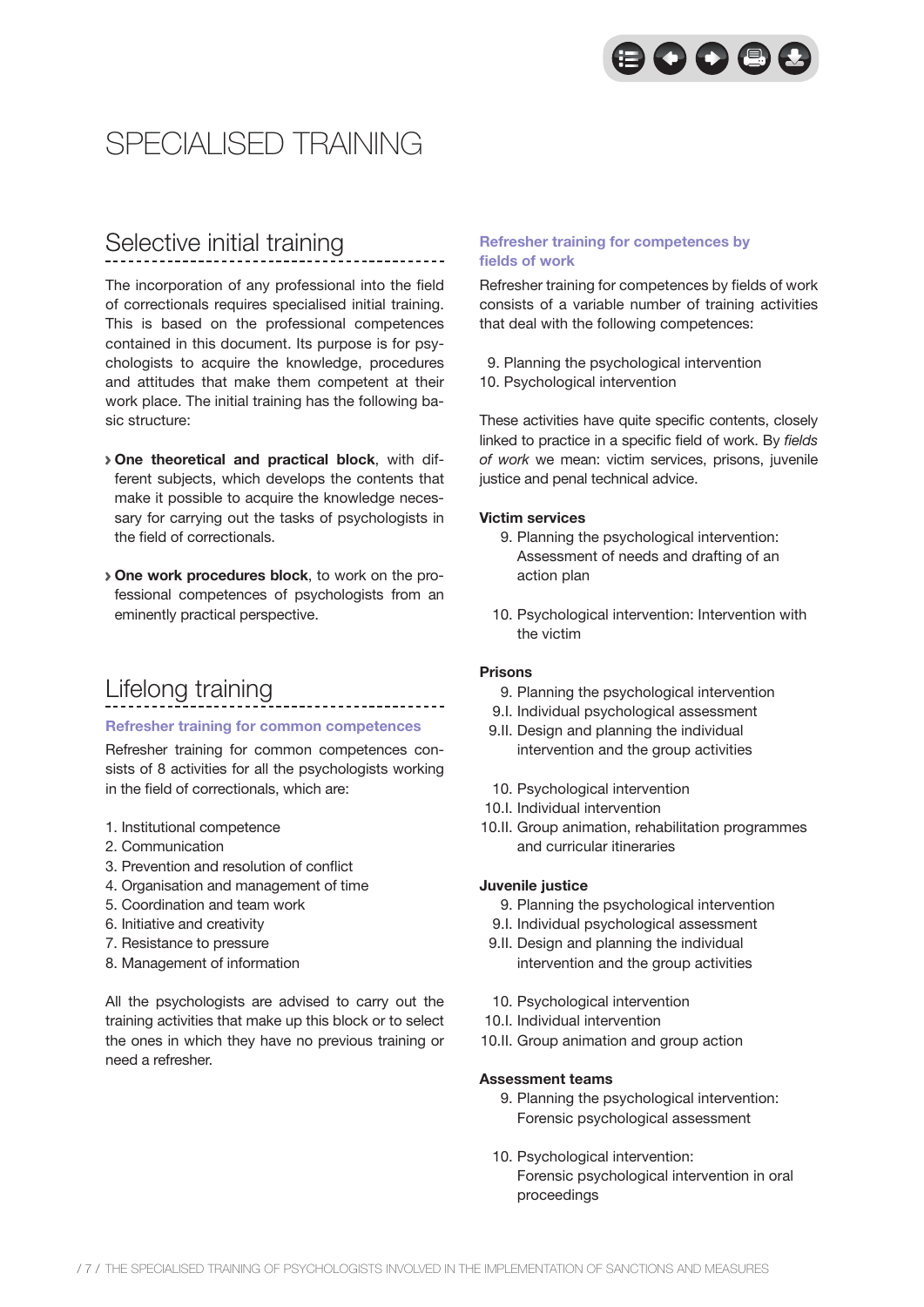# SPECIALISED TRAINING

## Selective initial training

The incorporation of any professional into the field of correctionals requires specialised initial training. This is based on the professional competences contained in this document. Its purpose is for psychologists to acquire the knowledge, procedures and attitudes that make them competent at their work place. The initial training has the following basic structure:

- **One theoretical and practical block**, with different subjects, which develops the contents that make it possible to acquire the knowledge necessary for carrying out the tasks of psychologists in the field of correctionals.
- **One work procedures block**, to work on the professional competences of psychologists from an eminently practical perspective.

## Lifelong training

### Refresher training for common competences

Refresher training for common competences consists of 8 activities for all the psychologists working in the field of correctionals, which are:

1. Institutional competence
2. Communication
3. Prevention and resolution of conflict
4. Organisation and management of time
5. Coordination and team work
6. Initiative and creativity
7. Resistance to pressure
8. Management of information

All the psychologists are advised to carry out the training activities that make up this block or to select the ones in which they have no previous training or need a refresher.

### Refresher training for competences by fields of work

Refresher training for competences by fields of work consists of a variable number of training activities that deal with the following competences:

9. Planning the psychological intervention
10. Psychological intervention

These activities have quite specific contents, closely linked to practice in a specific field of work. By *fields of work* we mean: victim services, prisons, juvenile justice and penal technical advice.

**Victim services**

9. Planning the psychological intervention: Assessment of needs and drafting of an action plan

10. Psychological intervention: Intervention with the victim

**Prisons**

9. Planning the psychological intervention
9.I. Individual psychological assessment
9.II. Design and planning the individual intervention and the group activities

10. Psychological intervention
10.I. Individual intervention
10.II. Group animation, rehabilitation programmes and curricular itineraries

**Juvenile justice**

9. Planning the psychological intervention
9.I. Individual psychological assessment
9.II. Design and planning the individual intervention and the group activities

10. Psychological intervention
10.I. Individual intervention
10.II. Group animation and group action

**Assessment teams**

9. Planning the psychological intervention: Forensic psychological assessment

10. Psychological intervention: Forensic psychological intervention in oral proceedings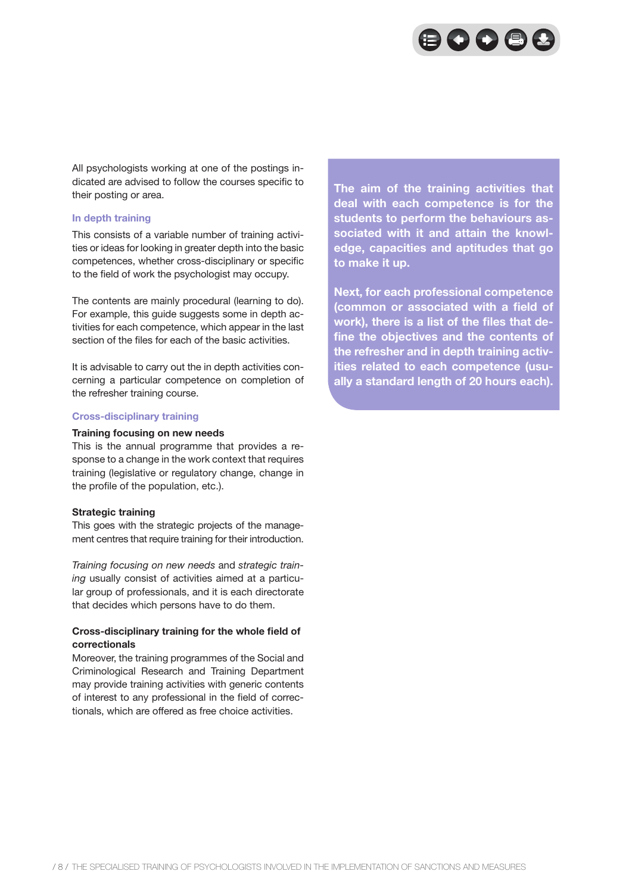All psychologists working at one of the postings indicated are advised to follow the courses specific to their posting or area.

### In depth training

This consists of a variable number of training activities or ideas for looking in greater depth into the basic competences, whether cross-disciplinary or specific to the field of work the psychologist may occupy.

The contents are mainly procedural (learning to do). For example, this guide suggests some in depth activities for each competence, which appear in the last section of the files for each of the basic activities.

It is advisable to carry out the in depth activities concerning a particular competence on completion of the refresher training course.

### Cross-disciplinary training

**Training focusing on new needs**
This is the annual programme that provides a response to a change in the work context that requires training (legislative or regulatory change, change in the profile of the population, etc.).

**Strategic training**
This goes with the strategic projects of the management centres that require training for their introduction.

*Training focusing on new needs* and *strategic training* usually consist of activities aimed at a particular group of professionals, and it is each directorate that decides which persons have to do them.

**Cross-disciplinary training for the whole field of correctionals**
Moreover, the training programmes of the Social and Criminological Research and Training Department may provide training activities with generic contents of interest to any professional in the field of correctionals, which are offered as free choice activities.

**The aim of the training activities that deal with each competence is for the students to perform the behaviours associated with it and attain the knowledge, capacities and aptitudes that go to make it up.**

**Next, for each professional competence (common or associated with a field of work), there is a list of the files that define the objectives and the contents of the refresher and in depth training activities related to each competence (usually a standard length of 20 hours each).**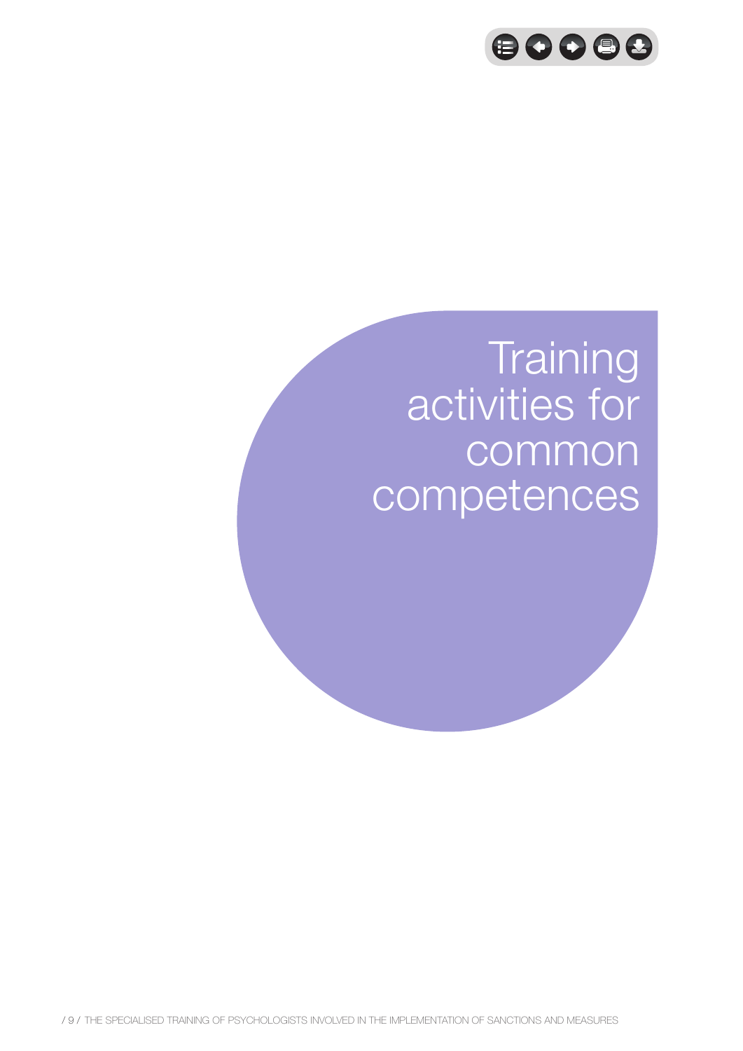# Training activities for common competences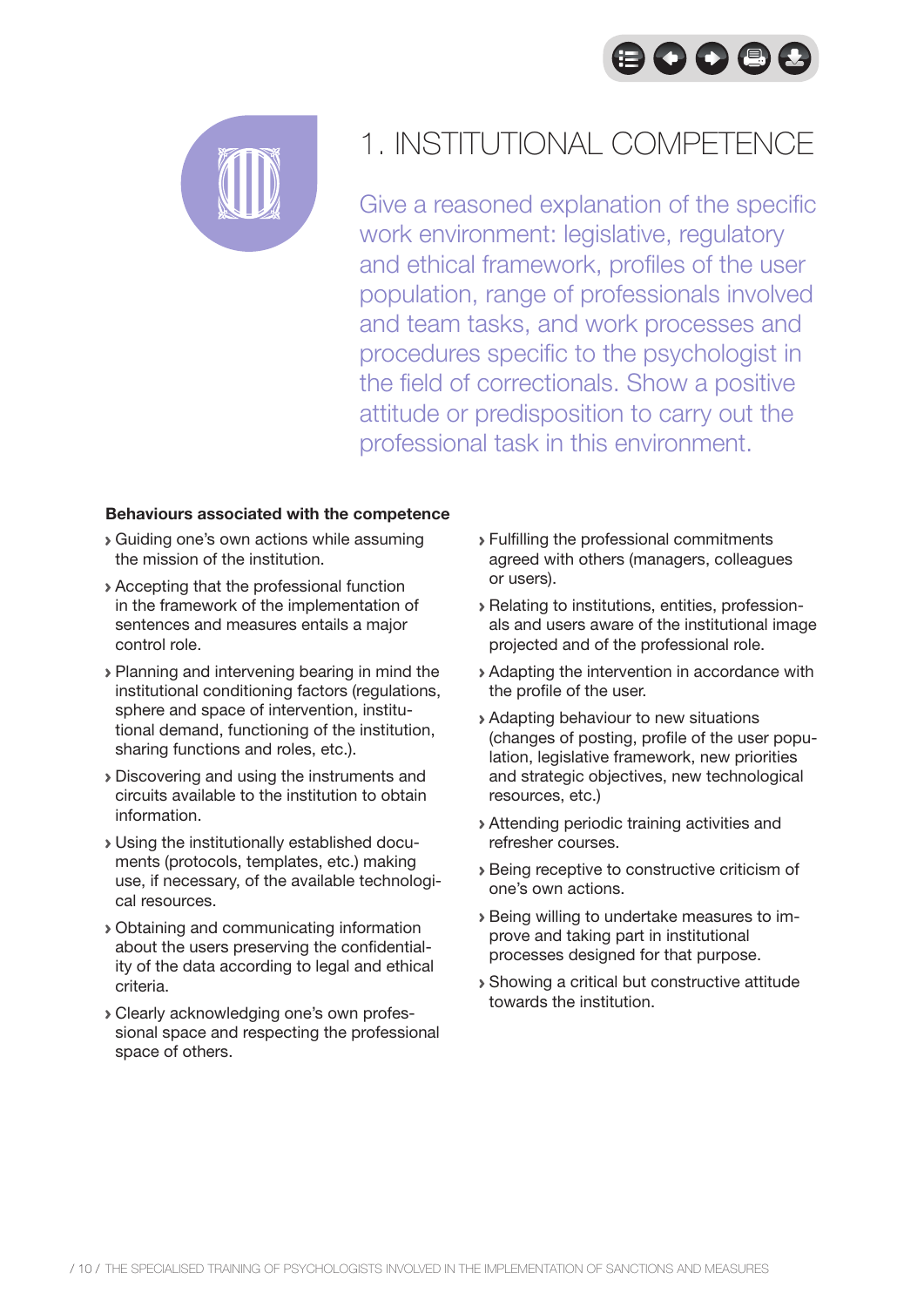# 1. INSTITUTIONAL COMPETENCE

Give a reasoned explanation of the specific work environment: legislative, regulatory and ethical framework, profiles of the user population, range of professionals involved and team tasks, and work processes and procedures specific to the psychologist in the field of correctionals. Show a positive attitude or predisposition to carry out the professional task in this environment.

**Behaviours associated with the competence**

- Guiding one's own actions while assuming the mission of the institution.
- Accepting that the professional function in the framework of the implementation of sentences and measures entails a major control role.
- Planning and intervening bearing in mind the institutional conditioning factors (regulations, sphere and space of intervention, institutional demand, functioning of the institution, sharing functions and roles, etc.).
- Discovering and using the instruments and circuits available to the institution to obtain information.
- Using the institutionally established documents (protocols, templates, etc.) making use, if necessary, of the available technological resources.
- Obtaining and communicating information about the users preserving the confidentiality of the data according to legal and ethical criteria.
- Clearly acknowledging one's own professional space and respecting the professional space of others.
- Fulfilling the professional commitments agreed with others (managers, colleagues or users).
- Relating to institutions, entities, professionals and users aware of the institutional image projected and of the professional role.
- Adapting the intervention in accordance with the profile of the user.
- Adapting behaviour to new situations (changes of posting, profile of the user population, legislative framework, new priorities and strategic objectives, new technological resources, etc.)
- Attending periodic training activities and refresher courses.
- Being receptive to constructive criticism of one's own actions.
- Being willing to undertake measures to improve and taking part in institutional processes designed for that purpose.
- Showing a critical but constructive attitude towards the institution.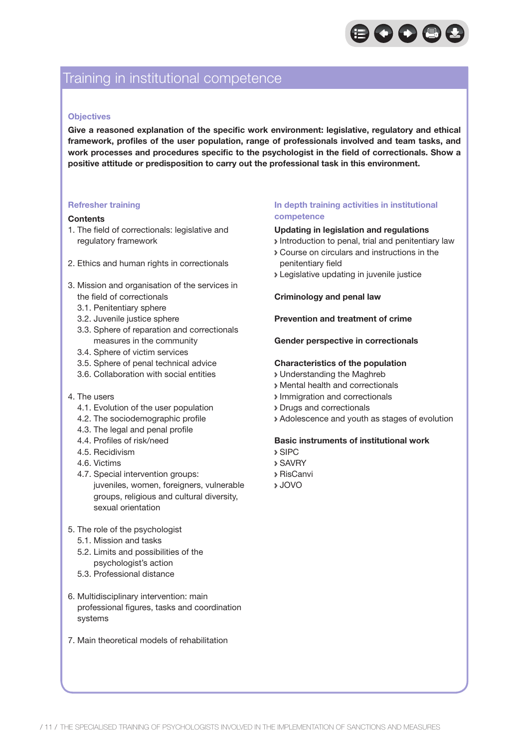# Training in institutional competence

### Objectives

**Give a reasoned explanation of the specific work environment: legislative, regulatory and ethical framework, profiles of the user population, range of professionals involved and team tasks, and work processes and procedures specific to the psychologist in the field of correctionals. Show a positive attitude or predisposition to carry out the professional task in this environment.**

### Refresher training

**Contents**

1. The field of correctionals: legislative and regulatory framework

2. Ethics and human rights in correctionals

3. Mission and organisation of the services in the field of correctionals
   - 3.1. Penitentiary sphere
   - 3.2. Juvenile justice sphere
   - 3.3. Sphere of reparation and correctionals measures in the community
   - 3.4. Sphere of victim services
   - 3.5. Sphere of penal technical advice
   - 3.6. Collaboration with social entities

4. The users
   - 4.1. Evolution of the user population
   - 4.2. The sociodemographic profile
   - 4.3. The legal and penal profile
   - 4.4. Profiles of risk/need
   - 4.5. Recidivism
   - 4.6. Victims
   - 4.7. Special intervention groups: juveniles, women, foreigners, vulnerable groups, religious and cultural diversity, sexual orientation

5. The role of the psychologist
   - 5.1. Mission and tasks
   - 5.2. Limits and possibilities of the psychologist's action
   - 5.3. Professional distance

6. Multidisciplinary intervention: main professional figures, tasks and coordination systems

7. Main theoretical models of rehabilitation

### In depth training activities in institutional competence

**Updating in legislation and regulations**

- Introduction to penal, trial and penitentiary law
- Course on circulars and instructions in the penitentiary field
- Legislative updating in juvenile justice

**Criminology and penal law**

**Prevention and treatment of crime**

**Gender perspective in correctionals**

**Characteristics of the population**

- Understanding the Maghreb
- Mental health and correctionals
- Immigration and correctionals
- Drugs and correctionals
- Adolescence and youth as stages of evolution

**Basic instruments of institutional work**

- SIPC
- SAVRY
- RisCanvi
- JOVO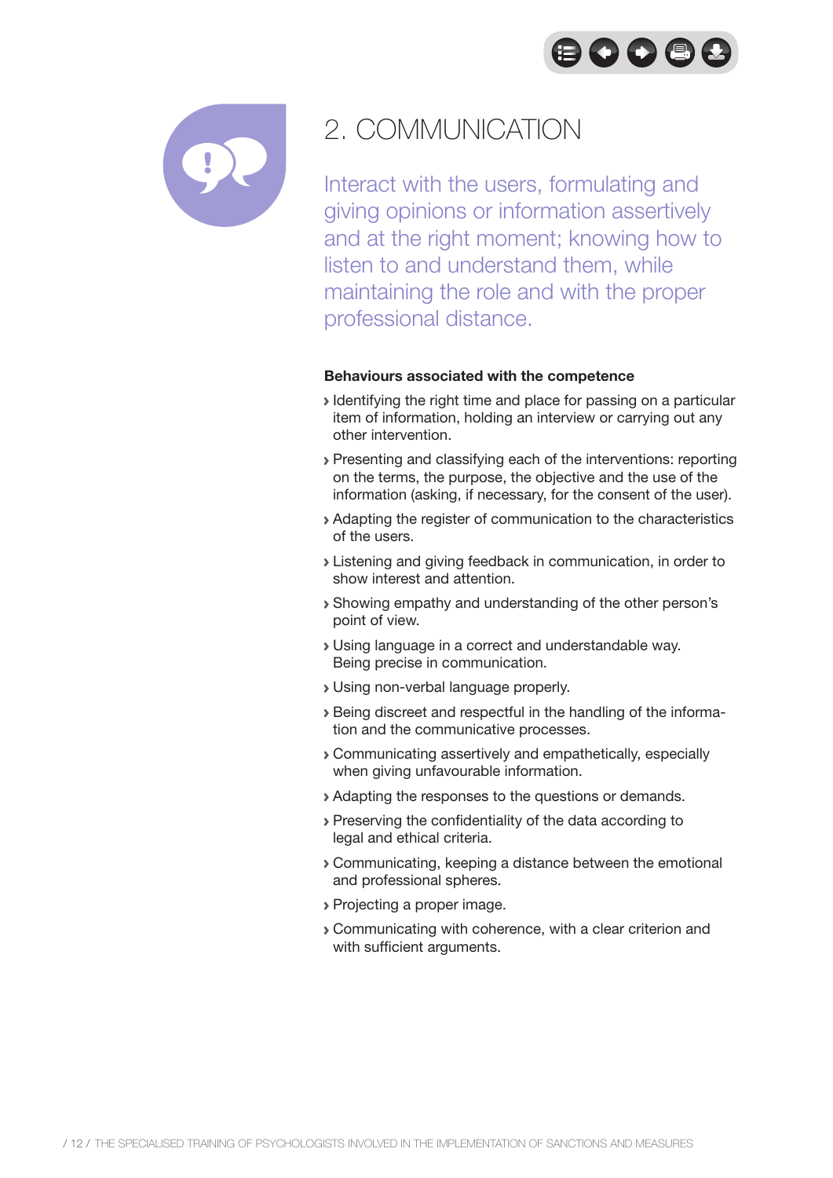# 2. COMMUNICATION

Interact with the users, formulating and giving opinions or information assertively and at the right moment; knowing how to listen to and understand them, while maintaining the role and with the proper professional distance.

**Behaviours associated with the competence**

- Identifying the right time and place for passing on a particular item of information, holding an interview or carrying out any other intervention.
- Presenting and classifying each of the interventions: reporting on the terms, the purpose, the objective and the use of the information (asking, if necessary, for the consent of the user).
- Adapting the register of communication to the characteristics of the users.
- Listening and giving feedback in communication, in order to show interest and attention.
- Showing empathy and understanding of the other person's point of view.
- Using language in a correct and understandable way. Being precise in communication.
- Using non-verbal language properly.
- Being discreet and respectful in the handling of the information and the communicative processes.
- Communicating assertively and empathetically, especially when giving unfavourable information.
- Adapting the responses to the questions or demands.
- Preserving the confidentiality of the data according to legal and ethical criteria.
- Communicating, keeping a distance between the emotional and professional spheres.
- Projecting a proper image.
- Communicating with coherence, with a clear criterion and with sufficient arguments.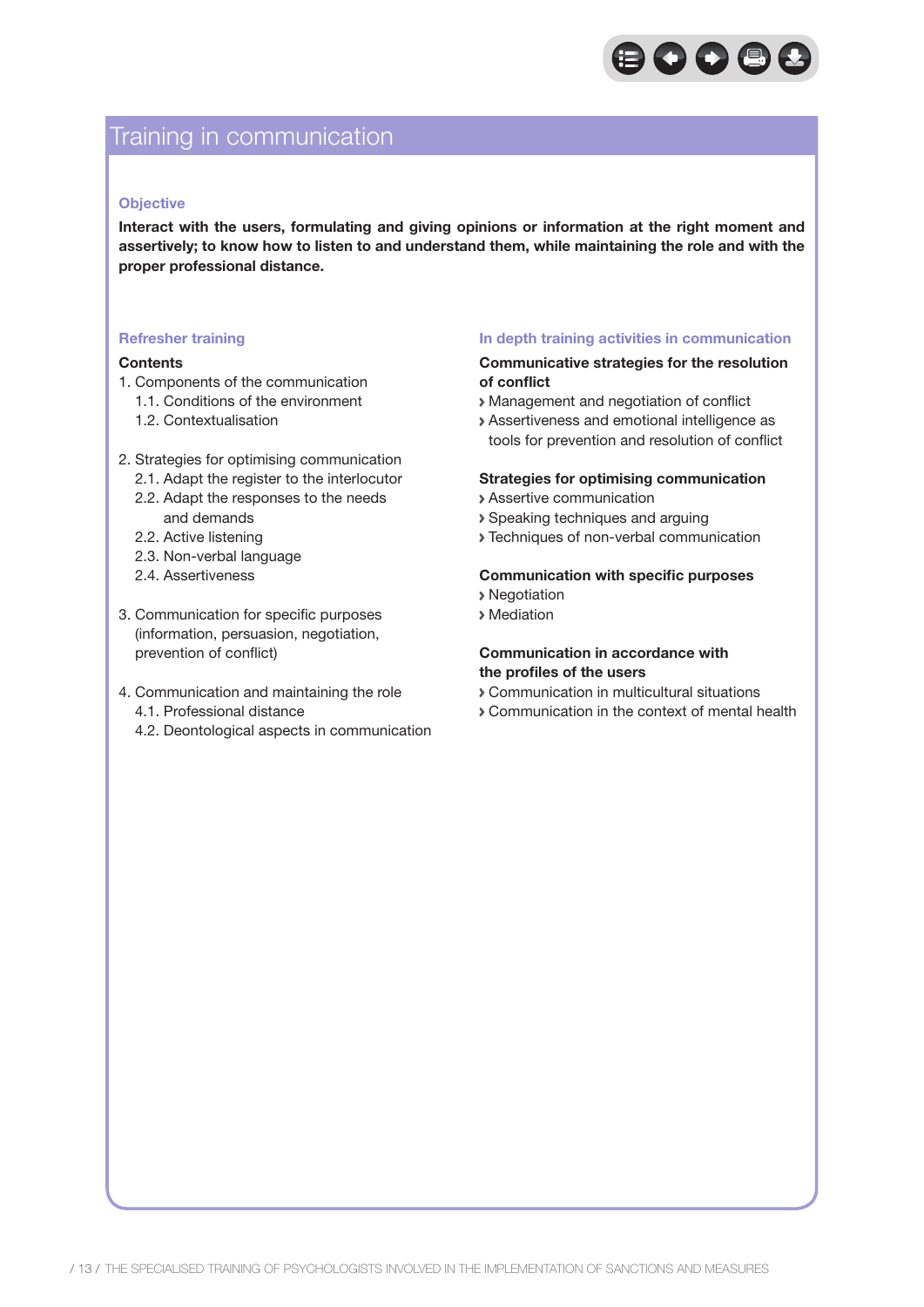# Training in communication

### Objective

**Interact with the users, formulating and giving opinions or information at the right moment and assertively; to know how to listen to and understand them, while maintaining the role and with the proper professional distance.**

### Refresher training

**Contents**

1. Components of the communication
   1.1. Conditions of the environment
   1.2. Contextualisation

2. Strategies for optimising communication
   2.1. Adapt the register to the interlocutor
   2.2. Adapt the responses to the needs and demands
   2.2. Active listening
   2.3. Non-verbal language
   2.4. Assertiveness

3. Communication for specific purposes (information, persuasion, negotiation, prevention of conflict)

4. Communication and maintaining the role
   4.1. Professional distance
   4.2. Deontological aspects in communication

### In depth training activities in communication

**Communicative strategies for the resolution of conflict**

- Management and negotiation of conflict
- Assertiveness and emotional intelligence as tools for prevention and resolution of conflict

**Strategies for optimising communication**

- Assertive communication
- Speaking techniques and arguing
- Techniques of non-verbal communication

**Communication with specific purposes**

- Negotiation
- Mediation

**Communication in accordance with the profiles of the users**

- Communication in multicultural situations
- Communication in the context of mental health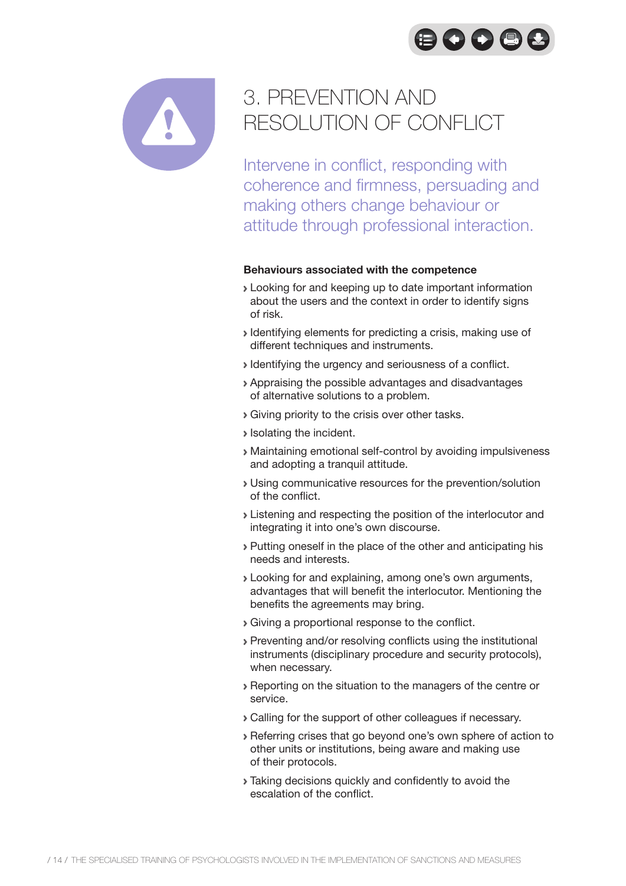# 3. PREVENTION AND RESOLUTION OF CONFLICT

Intervene in conflict, responding with coherence and firmness, persuading and making others change behaviour or attitude through professional interaction.

**Behaviours associated with the competence**

- Looking for and keeping up to date important information about the users and the context in order to identify signs of risk.
- Identifying elements for predicting a crisis, making use of different techniques and instruments.
- Identifying the urgency and seriousness of a conflict.
- Appraising the possible advantages and disadvantages of alternative solutions to a problem.
- Giving priority to the crisis over other tasks.
- Isolating the incident.
- Maintaining emotional self-control by avoiding impulsiveness and adopting a tranquil attitude.
- Using communicative resources for the prevention/solution of the conflict.
- Listening and respecting the position of the interlocutor and integrating it into one's own discourse.
- Putting oneself in the place of the other and anticipating his needs and interests.
- Looking for and explaining, among one's own arguments, advantages that will benefit the interlocutor. Mentioning the benefits the agreements may bring.
- Giving a proportional response to the conflict.
- Preventing and/or resolving conflicts using the institutional instruments (disciplinary procedure and security protocols), when necessary.
- Reporting on the situation to the managers of the centre or service.
- Calling for the support of other colleagues if necessary.
- Referring crises that go beyond one's own sphere of action to other units or institutions, being aware and making use of their protocols.
- Taking decisions quickly and confidently to avoid the escalation of the conflict.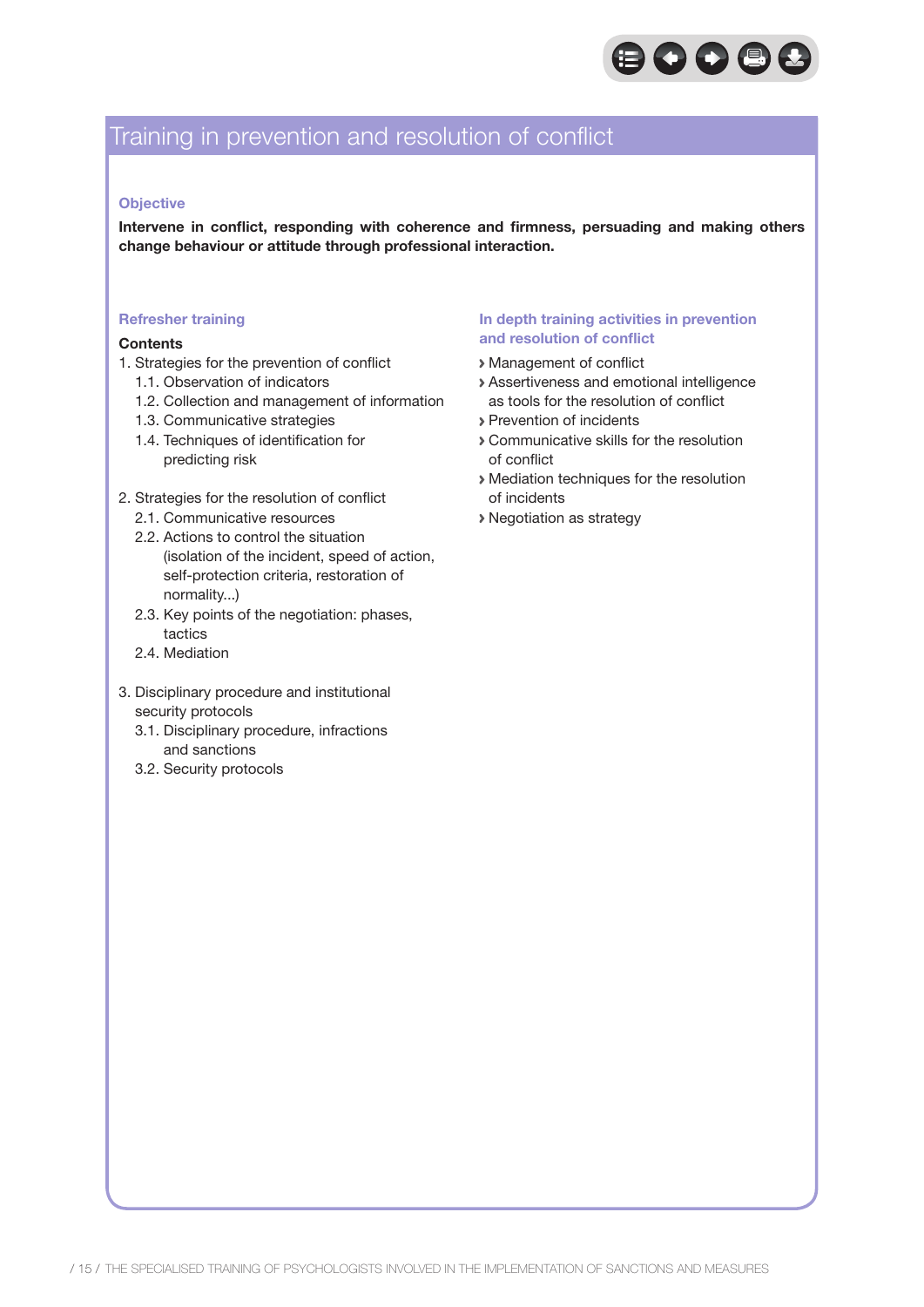# Training in prevention and resolution of conflict

### Objective

**Intervene in conflict, responding with coherence and firmness, persuading and making others change behaviour or attitude through professional interaction.**

### Refresher training

**Contents**

1. Strategies for the prevention of conflict
   - 1.1. Observation of indicators
   - 1.2. Collection and management of information
   - 1.3. Communicative strategies
   - 1.4. Techniques of identification for predicting risk

2. Strategies for the resolution of conflict
   - 2.1. Communicative resources
   - 2.2. Actions to control the situation (isolation of the incident, speed of action, self-protection criteria, restoration of normality...)
   - 2.3. Key points of the negotiation: phases, tactics
   - 2.4. Mediation

3. Disciplinary procedure and institutional security protocols
   - 3.1. Disciplinary procedure, infractions and sanctions
   - 3.2. Security protocols

### In depth training activities in prevention and resolution of conflict

- Management of conflict
- Assertiveness and emotional intelligence as tools for the resolution of conflict
- Prevention of incidents
- Communicative skills for the resolution of conflict
- Mediation techniques for the resolution of incidents
- Negotiation as strategy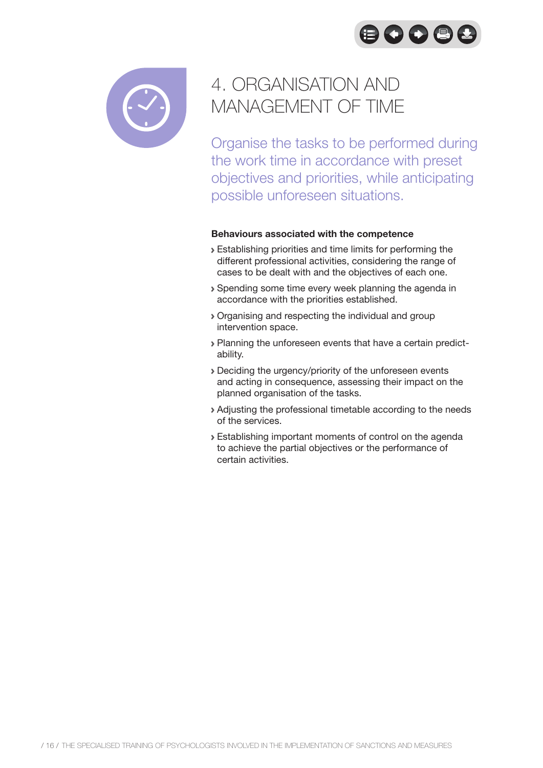# 4. ORGANISATION AND MANAGEMENT OF TIME

Organise the tasks to be performed during the work time in accordance with preset objectives and priorities, while anticipating possible unforeseen situations.

**Behaviours associated with the competence**

- Establishing priorities and time limits for performing the different professional activities, considering the range of cases to be dealt with and the objectives of each one.
- Spending some time every week planning the agenda in accordance with the priorities established.
- Organising and respecting the individual and group intervention space.
- Planning the unforeseen events that have a certain predictability.
- Deciding the urgency/priority of the unforeseen events and acting in consequence, assessing their impact on the planned organisation of the tasks.
- Adjusting the professional timetable according to the needs of the services.
- Establishing important moments of control on the agenda to achieve the partial objectives or the performance of certain activities.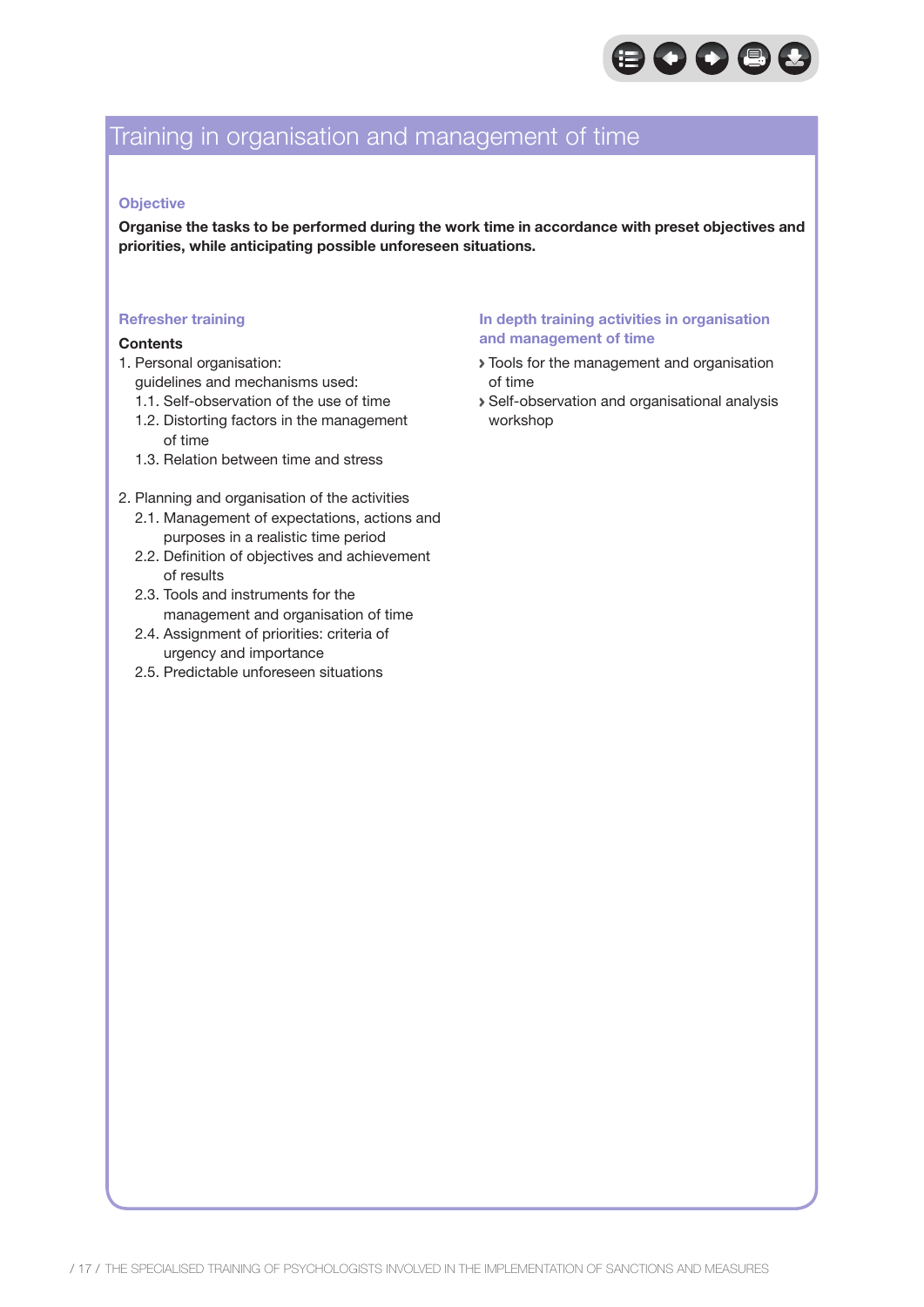# Training in organisation and management of time

### Objective

**Organise the tasks to be performed during the work time in accordance with preset objectives and priorities, while anticipating possible unforeseen situations.**

### Refresher training

**Contents**

1. Personal organisation: guidelines and mechanisms used:
   - 1.1. Self-observation of the use of time
   - 1.2. Distorting factors in the management of time
   - 1.3. Relation between time and stress
2. Planning and organisation of the activities
   - 2.1. Management of expectations, actions and purposes in a realistic time period
   - 2.2. Definition of objectives and achievement of results
   - 2.3. Tools and instruments for the management and organisation of time
   - 2.4. Assignment of priorities: criteria of urgency and importance
   - 2.5. Predictable unforeseen situations

### In depth training activities in organisation and management of time

- Tools for the management and organisation of time
- Self-observation and organisational analysis workshop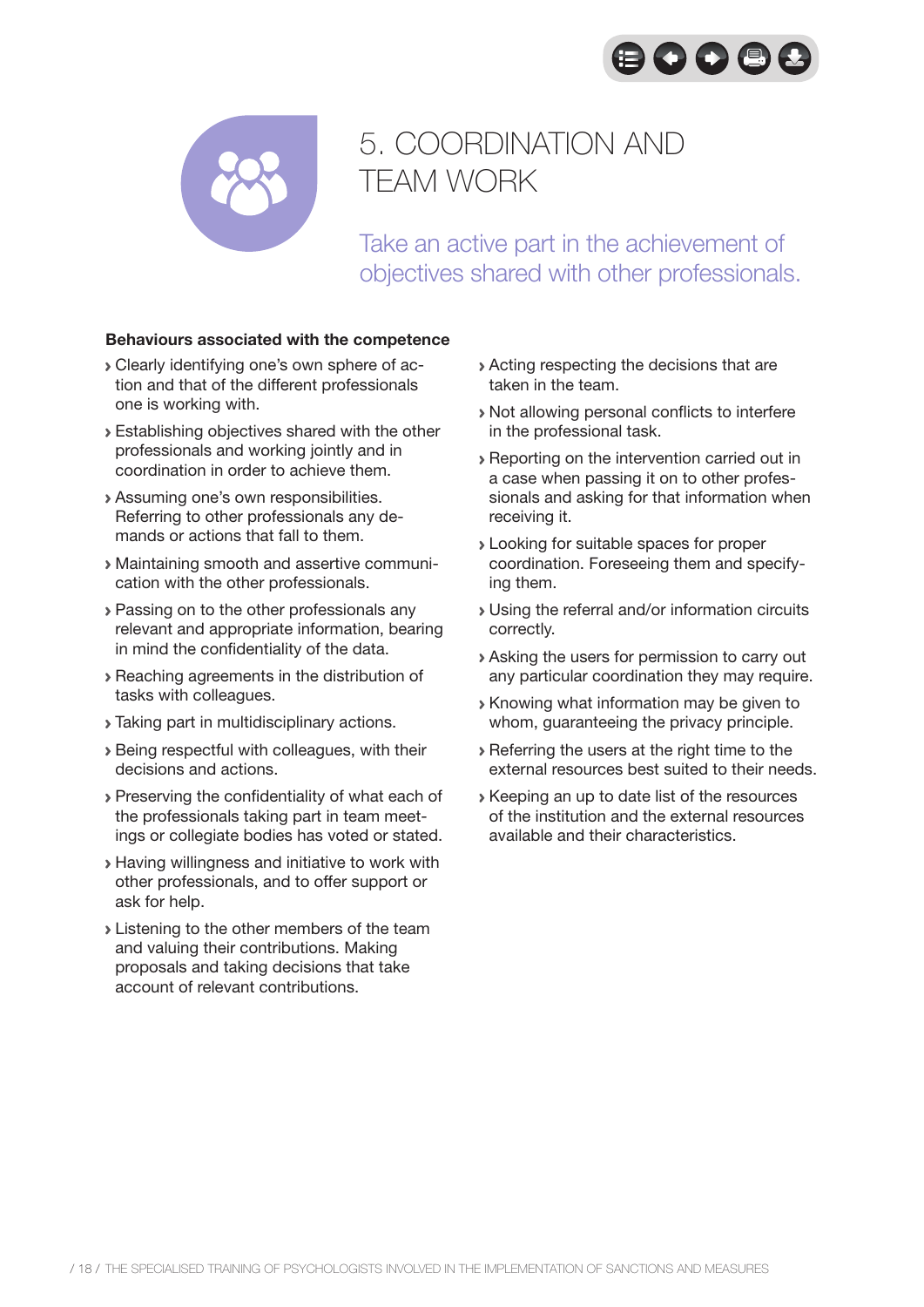# 5. COORDINATION AND TEAM WORK

Take an active part in the achievement of objectives shared with other professionals.

**Behaviours associated with the competence**

- Clearly identifying one's own sphere of action and that of the different professionals one is working with.
- Establishing objectives shared with the other professionals and working jointly and in coordination in order to achieve them.
- Assuming one's own responsibilities. Referring to other professionals any demands or actions that fall to them.
- Maintaining smooth and assertive communication with the other professionals.
- Passing on to the other professionals any relevant and appropriate information, bearing in mind the confidentiality of the data.
- Reaching agreements in the distribution of tasks with colleagues.
- Taking part in multidisciplinary actions.
- Being respectful with colleagues, with their decisions and actions.
- Preserving the confidentiality of what each of the professionals taking part in team meetings or collegiate bodies has voted or stated.
- Having willingness and initiative to work with other professionals, and to offer support or ask for help.
- Listening to the other members of the team and valuing their contributions. Making proposals and taking decisions that take account of relevant contributions.
- Acting respecting the decisions that are taken in the team.
- Not allowing personal conflicts to interfere in the professional task.
- Reporting on the intervention carried out in a case when passing it on to other professionals and asking for that information when receiving it.
- Looking for suitable spaces for proper coordination. Foreseeing them and specifying them.
- Using the referral and/or information circuits correctly.
- Asking the users for permission to carry out any particular coordination they may require.
- Knowing what information may be given to whom, guaranteeing the privacy principle.
- Referring the users at the right time to the external resources best suited to their needs.
- Keeping an up to date list of the resources of the institution and the external resources available and their characteristics.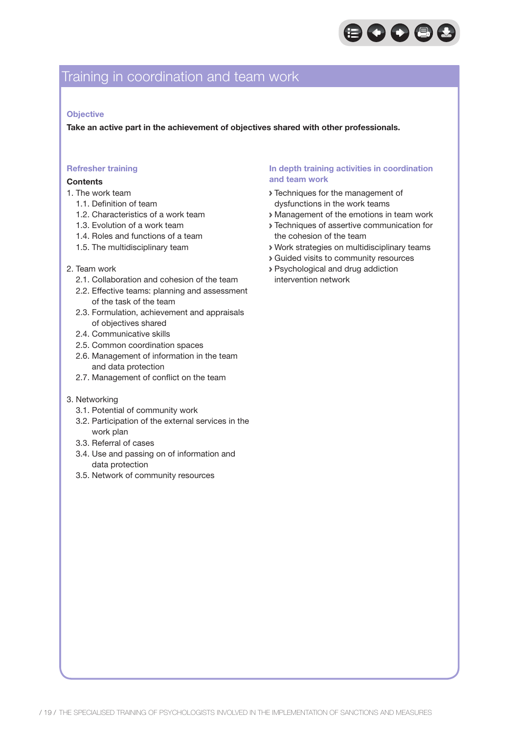# Training in coordination and team work

### Objective

**Take an active part in the achievement of objectives shared with other professionals.**

### Refresher training

**Contents**

1. The work team
   - 1.1. Definition of team
   - 1.2. Characteristics of a work team
   - 1.3. Evolution of a work team
   - 1.4. Roles and functions of a team
   - 1.5. The multidisciplinary team

2. Team work
   - 2.1. Collaboration and cohesion of the team
   - 2.2. Effective teams: planning and assessment of the task of the team
   - 2.3. Formulation, achievement and appraisals of objectives shared
   - 2.4. Communicative skills
   - 2.5. Common coordination spaces
   - 2.6. Management of information in the team and data protection
   - 2.7. Management of conflict on the team

3. Networking
   - 3.1. Potential of community work
   - 3.2. Participation of the external services in the work plan
   - 3.3. Referral of cases
   - 3.4. Use and passing on of information and data protection
   - 3.5. Network of community resources

### In depth training activities in coordination and team work

- Techniques for the management of dysfunctions in the work teams
- Management of the emotions in team work
- Techniques of assertive communication for the cohesion of the team
- Work strategies on multidisciplinary teams
- Guided visits to community resources
- Psychological and drug addiction intervention network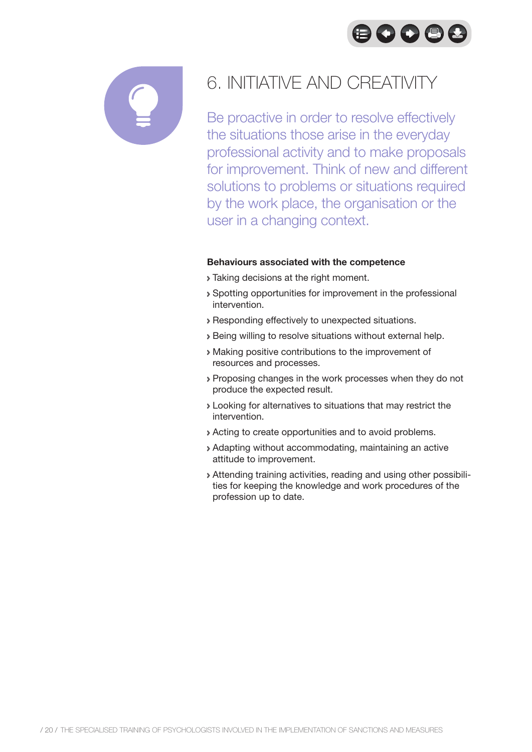# 6. INITIATIVE AND CREATIVITY

Be proactive in order to resolve effectively the situations those arise in the everyday professional activity and to make proposals for improvement. Think of new and different solutions to problems or situations required by the work place, the organisation or the user in a changing context.

**Behaviours associated with the competence**

- Taking decisions at the right moment.
- Spotting opportunities for improvement in the professional intervention.
- Responding effectively to unexpected situations.
- Being willing to resolve situations without external help.
- Making positive contributions to the improvement of resources and processes.
- Proposing changes in the work processes when they do not produce the expected result.
- Looking for alternatives to situations that may restrict the intervention.
- Acting to create opportunities and to avoid problems.
- Adapting without accommodating, maintaining an active attitude to improvement.
- Attending training activities, reading and using other possibilities for keeping the knowledge and work procedures of the profession up to date.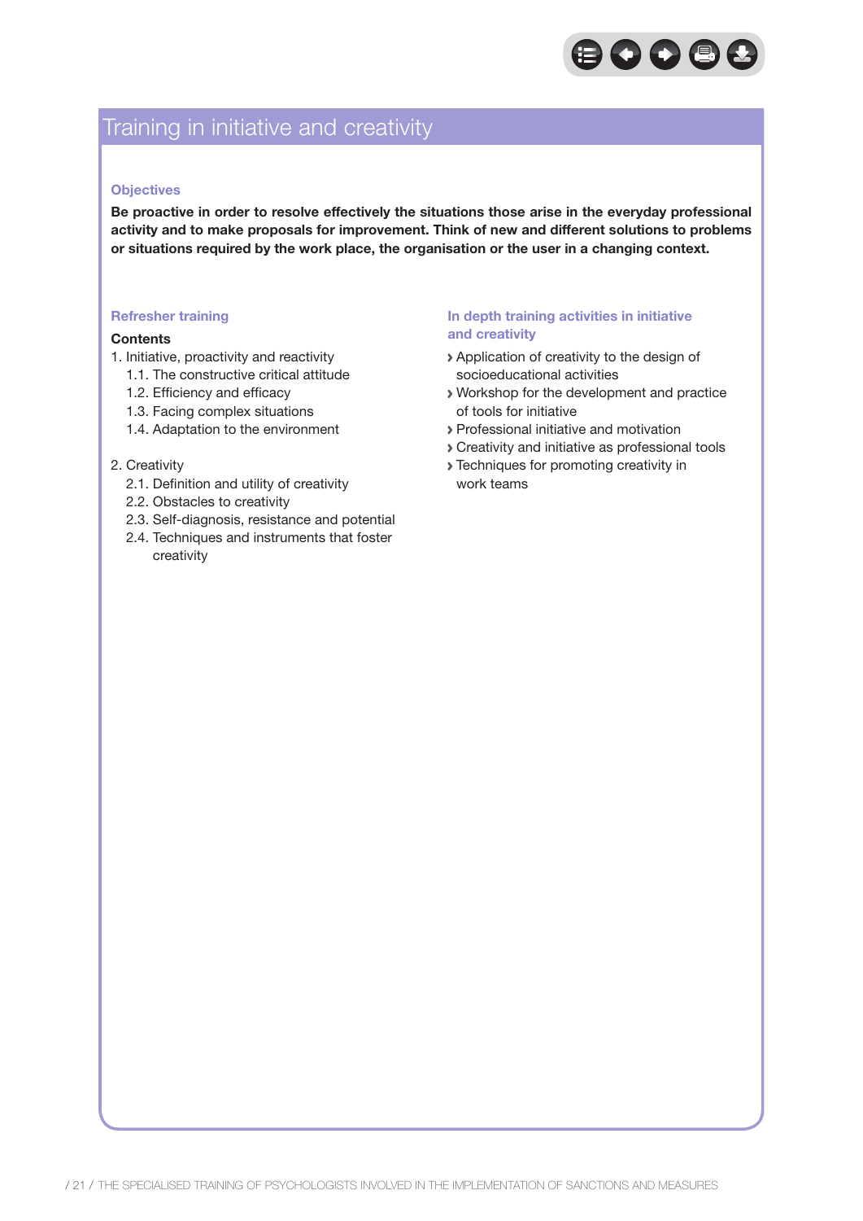# Training in initiative and creativity

### Objectives

**Be proactive in order to resolve effectively the situations those arise in the everyday professional activity and to make proposals for improvement. Think of new and different solutions to problems or situations required by the work place, the organisation or the user in a changing context.**

### Refresher training

**Contents**

1. Initiative, proactivity and reactivity
   - 1.1. The constructive critical attitude
   - 1.2. Efficiency and efficacy
   - 1.3. Facing complex situations
   - 1.4. Adaptation to the environment

2. Creativity
   - 2.1. Definition and utility of creativity
   - 2.2. Obstacles to creativity
   - 2.3. Self-diagnosis, resistance and potential
   - 2.4. Techniques and instruments that foster creativity

### In depth training activities in initiative and creativity

- Application of creativity to the design of socioeducational activities
- Workshop for the development and practice of tools for initiative
- Professional initiative and motivation
- Creativity and initiative as professional tools
- Techniques for promoting creativity in work teams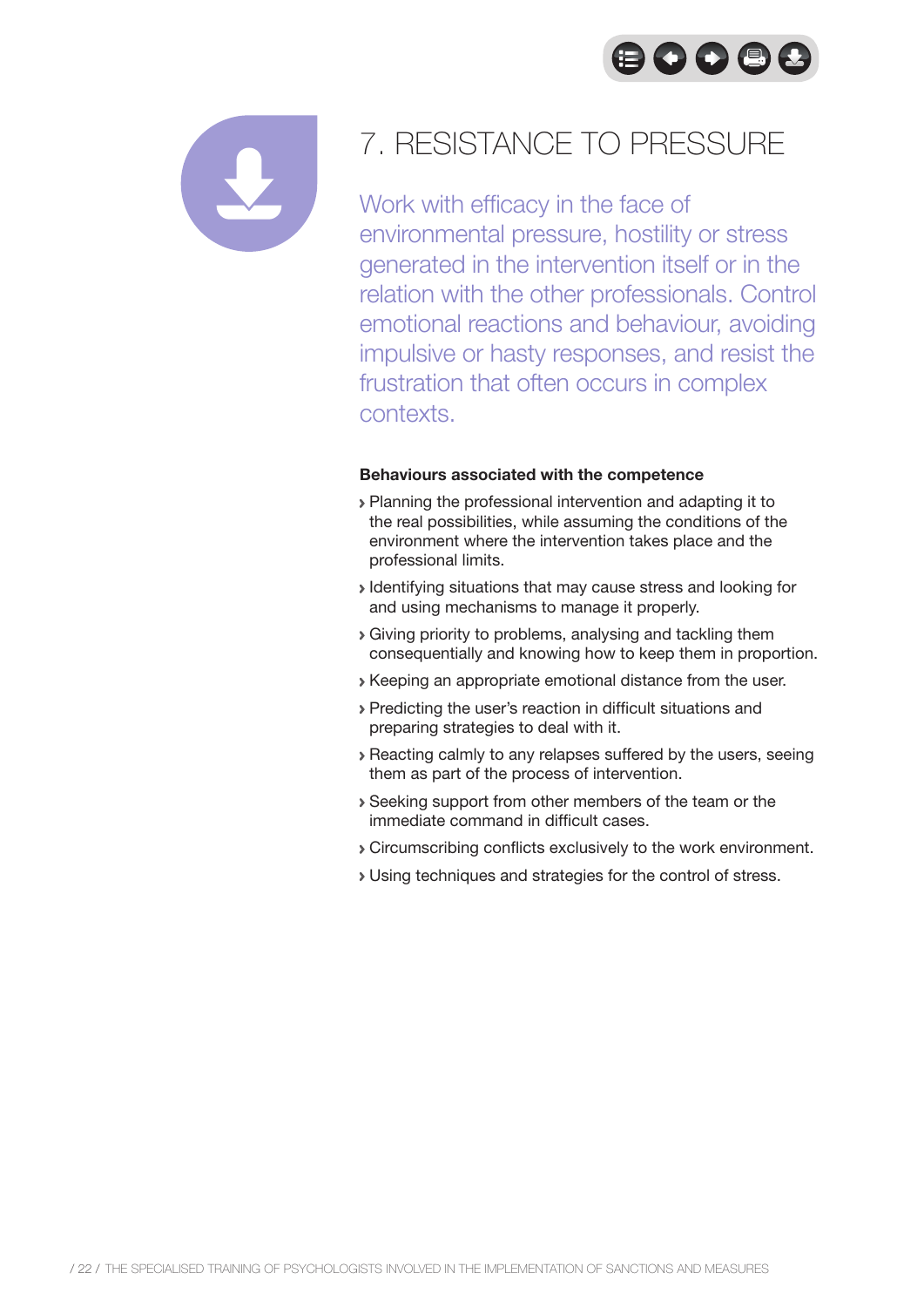# 7. RESISTANCE TO PRESSURE

Work with efficacy in the face of environmental pressure, hostility or stress generated in the intervention itself or in the relation with the other professionals. Control emotional reactions and behaviour, avoiding impulsive or hasty responses, and resist the frustration that often occurs in complex contexts.

**Behaviours associated with the competence**

- Planning the professional intervention and adapting it to the real possibilities, while assuming the conditions of the environment where the intervention takes place and the professional limits.
- Identifying situations that may cause stress and looking for and using mechanisms to manage it properly.
- Giving priority to problems, analysing and tackling them consequentially and knowing how to keep them in proportion.
- Keeping an appropriate emotional distance from the user.
- Predicting the user's reaction in difficult situations and preparing strategies to deal with it.
- Reacting calmly to any relapses suffered by the users, seeing them as part of the process of intervention.
- Seeking support from other members of the team or the immediate command in difficult cases.
- Circumscribing conflicts exclusively to the work environment.
- Using techniques and strategies for the control of stress.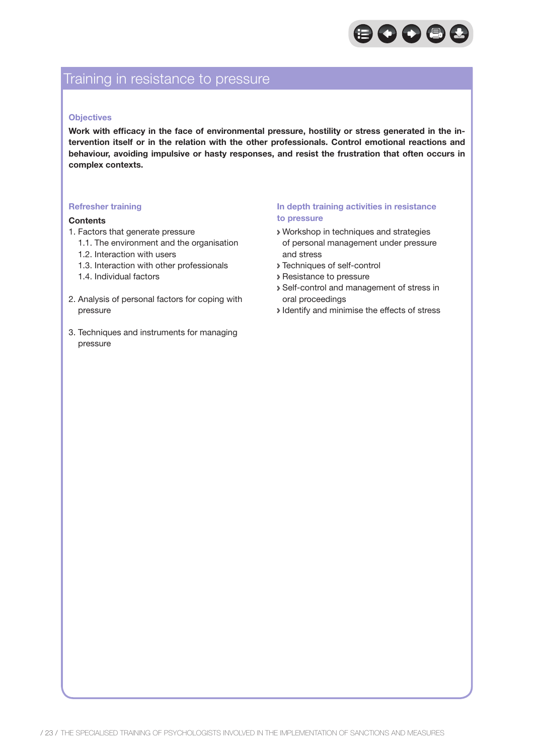# Training in resistance to pressure

### Objectives

**Work with efficacy in the face of environmental pressure, hostility or stress generated in the intervention itself or in the relation with the other professionals. Control emotional reactions and behaviour, avoiding impulsive or hasty responses, and resist the frustration that often occurs in complex contexts.**

### Refresher training

**Contents**

1. Factors that generate pressure
   1.1. The environment and the organisation
   1.2. Interaction with users
   1.3. Interaction with other professionals
   1.4. Individual factors

2. Analysis of personal factors for coping with pressure

3. Techniques and instruments for managing pressure

### In depth training activities in resistance to pressure

- Workshop in techniques and strategies of personal management under pressure and stress
- Techniques of self-control
- Resistance to pressure
- Self-control and management of stress in oral proceedings
- Identify and minimise the effects of stress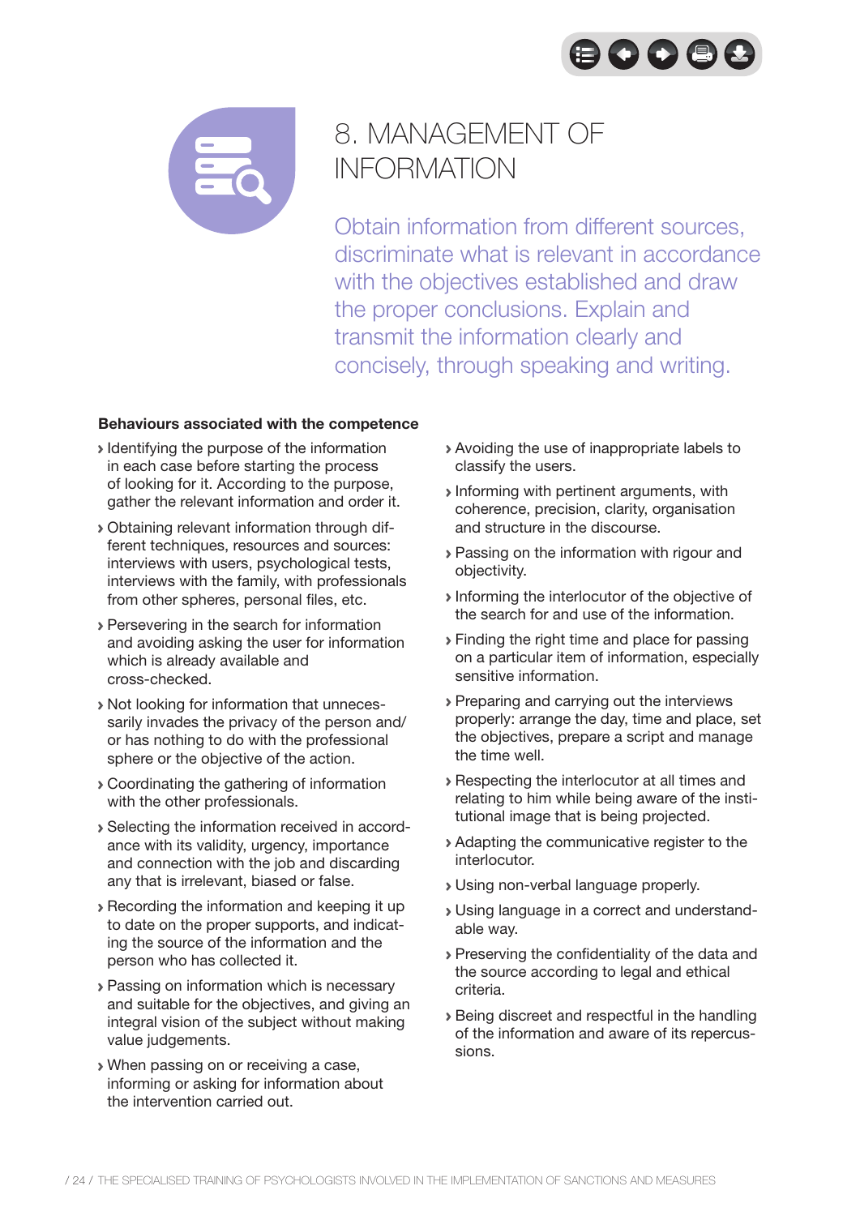# 8. MANAGEMENT OF INFORMATION

Obtain information from different sources, discriminate what is relevant in accordance with the objectives established and draw the proper conclusions. Explain and transmit the information clearly and concisely, through speaking and writing.

**Behaviours associated with the competence**

- Identifying the purpose of the information in each case before starting the process of looking for it. According to the purpose, gather the relevant information and order it.
- Obtaining relevant information through different techniques, resources and sources: interviews with users, psychological tests, interviews with the family, with professionals from other spheres, personal files, etc.
- Persevering in the search for information and avoiding asking the user for information which is already available and cross-checked.
- Not looking for information that unnecessarily invades the privacy of the person and/or has nothing to do with the professional sphere or the objective of the action.
- Coordinating the gathering of information with the other professionals.
- Selecting the information received in accordance with its validity, urgency, importance and connection with the job and discarding any that is irrelevant, biased or false.
- Recording the information and keeping it up to date on the proper supports, and indicating the source of the information and the person who has collected it.
- Passing on information which is necessary and suitable for the objectives, and giving an integral vision of the subject without making value judgements.
- When passing on or receiving a case, informing or asking for information about the intervention carried out.
- Avoiding the use of inappropriate labels to classify the users.
- Informing with pertinent arguments, with coherence, precision, clarity, organisation and structure in the discourse.
- Passing on the information with rigour and objectivity.
- Informing the interlocutor of the objective of the search for and use of the information.
- Finding the right time and place for passing on a particular item of information, especially sensitive information.
- Preparing and carrying out the interviews properly: arrange the day, time and place, set the objectives, prepare a script and manage the time well.
- Respecting the interlocutor at all times and relating to him while being aware of the institutional image that is being projected.
- Adapting the communicative register to the interlocutor.
- Using non-verbal language properly.
- Using language in a correct and understandable way.
- Preserving the confidentiality of the data and the source according to legal and ethical criteria.
- Being discreet and respectful in the handling of the information and aware of its repercussions.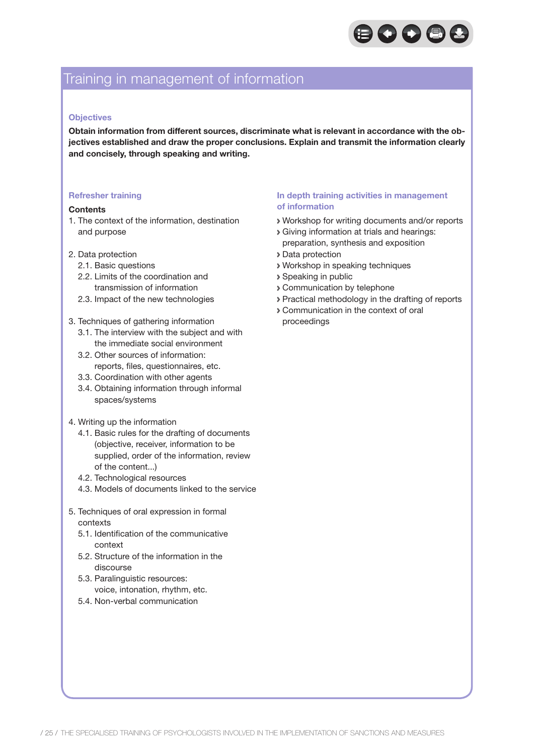# Training in management of information

### Objectives

**Obtain information from different sources, discriminate what is relevant in accordance with the objectives established and draw the proper conclusions. Explain and transmit the information clearly and concisely, through speaking and writing.**

### Refresher training

**Contents**

1. The context of the information, destination and purpose

2. Data protection
   - 2.1. Basic questions
   - 2.2. Limits of the coordination and transmission of information
   - 2.3. Impact of the new technologies

3. Techniques of gathering information
   - 3.1. The interview with the subject and with the immediate social environment
   - 3.2. Other sources of information: reports, files, questionnaires, etc.
   - 3.3. Coordination with other agents
   - 3.4. Obtaining information through informal spaces/systems

4. Writing up the information
   - 4.1. Basic rules for the drafting of documents (objective, receiver, information to be supplied, order of the information, review of the content...)
   - 4.2. Technological resources
   - 4.3. Models of documents linked to the service

5. Techniques of oral expression in formal contexts
   - 5.1. Identification of the communicative context
   - 5.2. Structure of the information in the discourse
   - 5.3. Paralinguistic resources: voice, intonation, rhythm, etc.
   - 5.4. Non-verbal communication

### In depth training activities in management of information

- Workshop for writing documents and/or reports
- Giving information at trials and hearings: preparation, synthesis and exposition
- Data protection
- Workshop in speaking techniques
- Speaking in public
- Communication by telephone
- Practical methodology in the drafting of reports
- Communication in the context of oral proceedings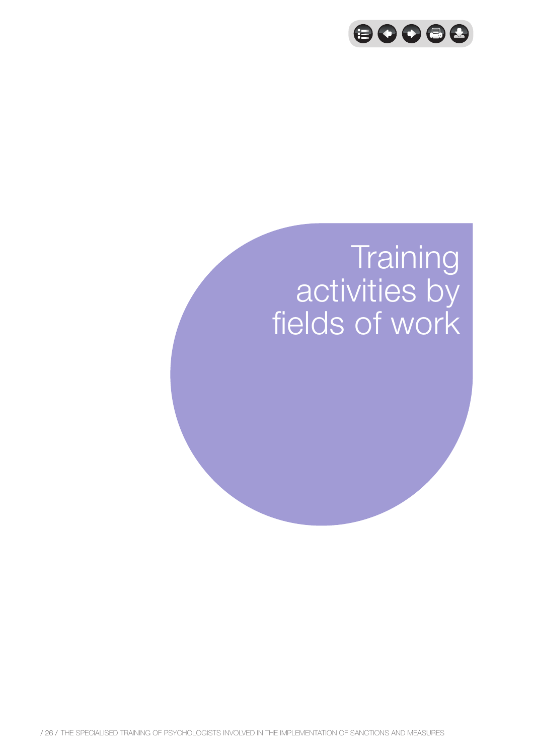# Training activities by fields of work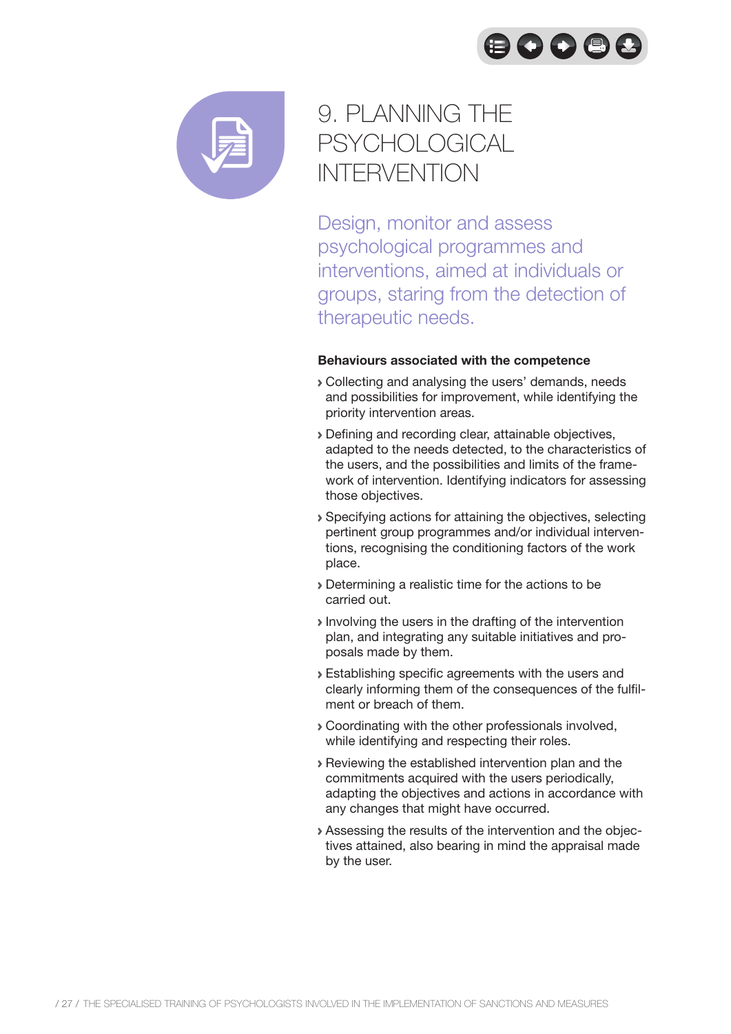# 9. PLANNING THE PSYCHOLOGICAL INTERVENTION

Design, monitor and assess psychological programmes and interventions, aimed at individuals or groups, staring from the detection of therapeutic needs.

**Behaviours associated with the competence**

- Collecting and analysing the users' demands, needs and possibilities for improvement, while identifying the priority intervention areas.
- Defining and recording clear, attainable objectives, adapted to the needs detected, to the characteristics of the users, and the possibilities and limits of the framework of intervention. Identifying indicators for assessing those objectives.
- Specifying actions for attaining the objectives, selecting pertinent group programmes and/or individual interventions, recognising the conditioning factors of the work place.
- Determining a realistic time for the actions to be carried out.
- Involving the users in the drafting of the intervention plan, and integrating any suitable initiatives and proposals made by them.
- Establishing specific agreements with the users and clearly informing them of the consequences of the fulfilment or breach of them.
- Coordinating with the other professionals involved, while identifying and respecting their roles.
- Reviewing the established intervention plan and the commitments acquired with the users periodically, adapting the objectives and actions in accordance with any changes that might have occurred.
- Assessing the results of the intervention and the objectives attained, also bearing in mind the appraisal made by the user.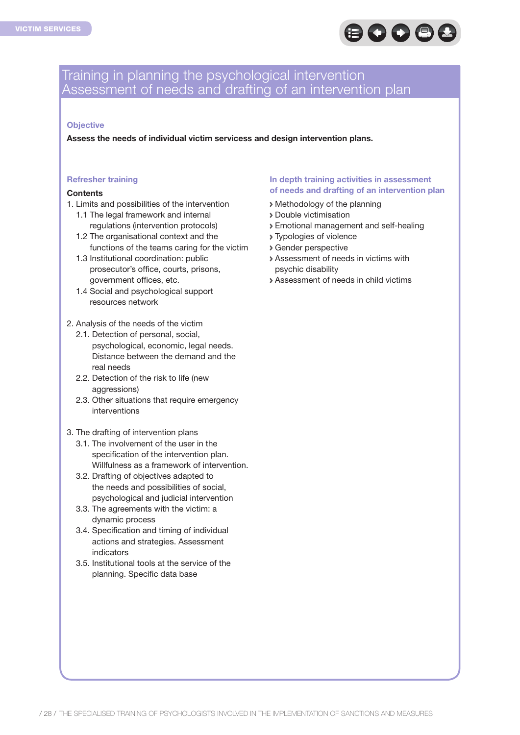# Training in planning the psychological intervention Assessment of needs and drafting of an intervention plan

### Objective

**Assess the needs of individual victim servicess and design intervention plans.**

### Refresher training

**Contents**

1. Limits and possibilities of the intervention
   - 1.1 The legal framework and internal regulations (intervention protocols)
   - 1.2 The organisational context and the functions of the teams caring for the victim
   - 1.3 Institutional coordination: public prosecutor's office, courts, prisons, government offices, etc.
   - 1.4 Social and psychological support resources network

2. Analysis of the needs of the victim
   - 2.1. Detection of personal, social, psychological, economic, legal needs. Distance between the demand and the real needs
   - 2.2. Detection of the risk to life (new aggressions)
   - 2.3. Other situations that require emergency interventions

3. The drafting of intervention plans
   - 3.1. The involvement of the user in the specification of the intervention plan. Willfulness as a framework of intervention.
   - 3.2. Drafting of objectives adapted to the needs and possibilities of social, psychological and judicial intervention
   - 3.3. The agreements with the victim: a dynamic process
   - 3.4. Specification and timing of individual actions and strategies. Assessment indicators
   - 3.5. Institutional tools at the service of the planning. Specific data base

### In depth training activities in assessment of needs and drafting of an intervention plan

- Methodology of the planning
- Double victimisation
- Emotional management and self-healing
- Typologies of violence
- Gender perspective
- Assessment of needs in victims with psychic disability
- Assessment of needs in child victims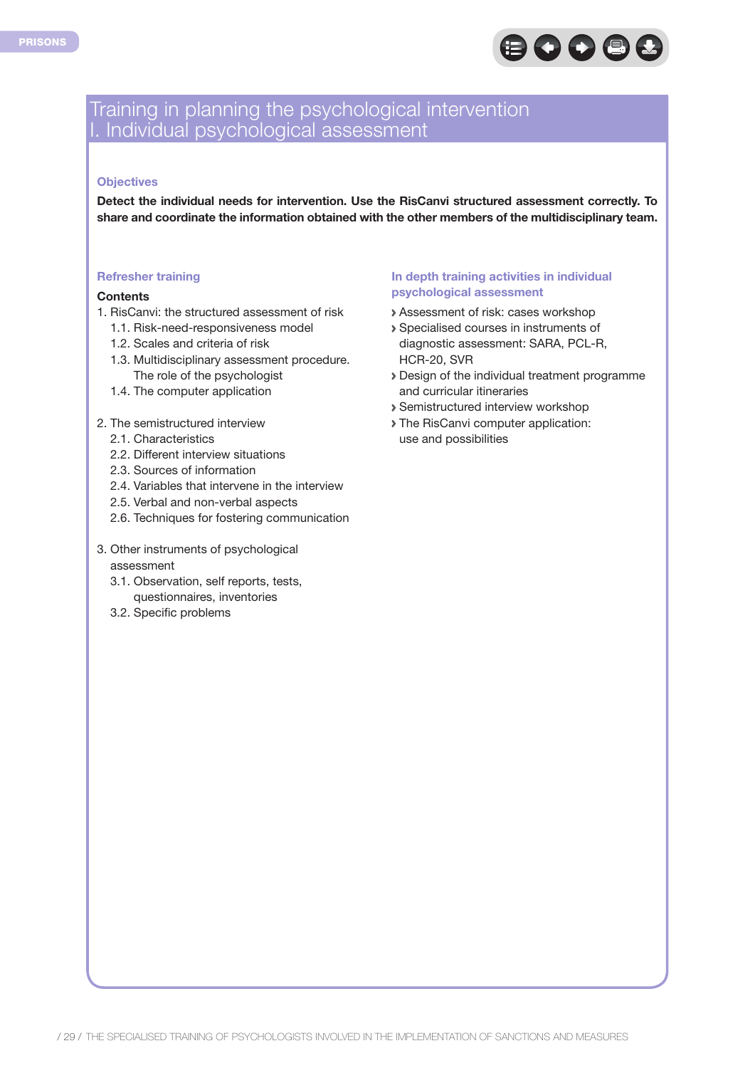# Training in planning the psychological intervention
## I. Individual psychological assessment

### Objectives

**Detect the individual needs for intervention. Use the RisCanvi structured assessment correctly. To share and coordinate the information obtained with the other members of the multidisciplinary team.**

### Refresher training

**Contents**

1. RisCanvi: the structured assessment of risk
   - 1.1. Risk-need-responsiveness model
   - 1.2. Scales and criteria of risk
   - 1.3. Multidisciplinary assessment procedure. The role of the psychologist
   - 1.4. The computer application
2. The semistructured interview
   - 2.1. Characteristics
   - 2.2. Different interview situations
   - 2.3. Sources of information
   - 2.4. Variables that intervene in the interview
   - 2.5. Verbal and non-verbal aspects
   - 2.6. Techniques for fostering communication
3. Other instruments of psychological assessment
   - 3.1. Observation, self reports, tests, questionnaires, inventories
   - 3.2. Specific problems

### In depth training activities in individual psychological assessment

- Assessment of risk: cases workshop
- Specialised courses in instruments of diagnostic assessment: SARA, PCL-R, HCR-20, SVR
- Design of the individual treatment programme and curricular itineraries
- Semistructured interview workshop
- The RisCanvi computer application: use and possibilities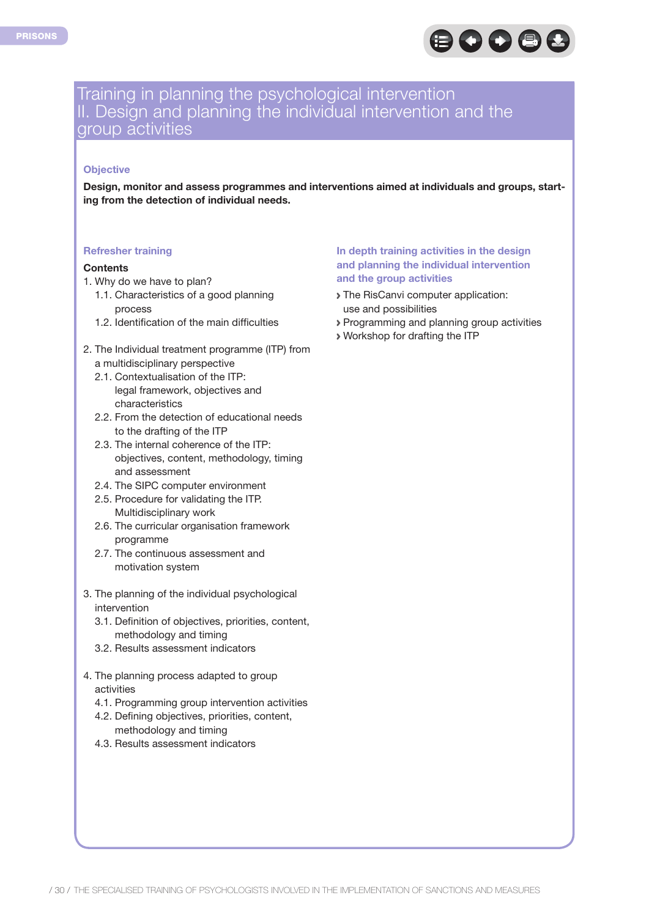# Training in planning the psychological intervention
## II. Design and planning the individual intervention and the group activities

### Objective

**Design, monitor and assess programmes and interventions aimed at individuals and groups, starting from the detection of individual needs.**

### Refresher training

**Contents**

1. Why do we have to plan?
   - 1.1. Characteristics of a good planning process
   - 1.2. Identification of the main difficulties
2. The Individual treatment programme (ITP) from a multidisciplinary perspective
   - 2.1. Contextualisation of the ITP: legal framework, objectives and characteristics
   - 2.2. From the detection of educational needs to the drafting of the ITP
   - 2.3. The internal coherence of the ITP: objectives, content, methodology, timing and assessment
   - 2.4. The SIPC computer environment
   - 2.5. Procedure for validating the ITP. Multidisciplinary work
   - 2.6. The curricular organisation framework programme
   - 2.7. The continuous assessment and motivation system
3. The planning of the individual psychological intervention
   - 3.1. Definition of objectives, priorities, content, methodology and timing
   - 3.2. Results assessment indicators
4. The planning process adapted to group activities
   - 4.1. Programming group intervention activities
   - 4.2. Defining objectives, priorities, content, methodology and timing
   - 4.3. Results assessment indicators

### In depth training activities in the design and planning the individual intervention and the group activities

- The RisCanvi computer application: use and possibilities
- Programming and planning group activities
- Workshop for drafting the ITP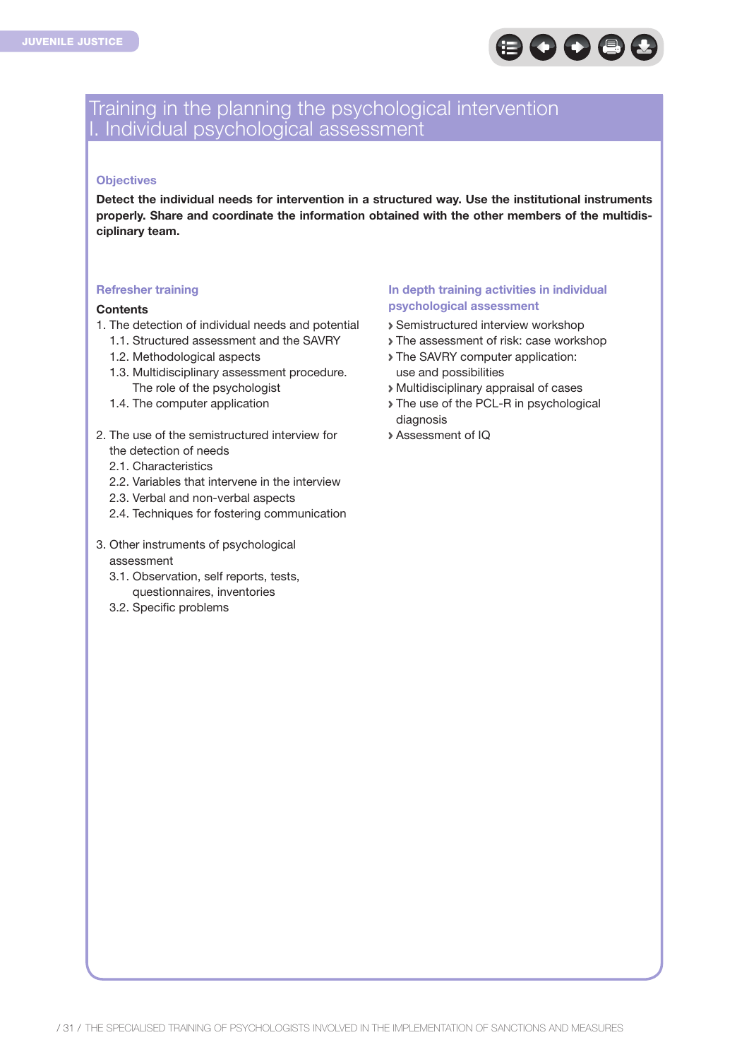# Training in the planning the psychological intervention
# I. Individual psychological assessment

### Objectives

**Detect the individual needs for intervention in a structured way. Use the institutional instruments properly. Share and coordinate the information obtained with the other members of the multidisciplinary team.**

### Refresher training

**Contents**

1. The detection of individual needs and potential
   - 1.1. Structured assessment and the SAVRY
   - 1.2. Methodological aspects
   - 1.3. Multidisciplinary assessment procedure. The role of the psychologist
   - 1.4. The computer application

2. The use of the semistructured interview for the detection of needs
   - 2.1. Characteristics
   - 2.2. Variables that intervene in the interview
   - 2.3. Verbal and non-verbal aspects
   - 2.4. Techniques for fostering communication

3. Other instruments of psychological assessment
   - 3.1. Observation, self reports, tests, questionnaires, inventories
   - 3.2. Specific problems

### In depth training activities in individual psychological assessment

- Semistructured interview workshop
- The assessment of risk: case workshop
- The SAVRY computer application: use and possibilities
- Multidisciplinary appraisal of cases
- The use of the PCL-R in psychological diagnosis
- Assessment of IQ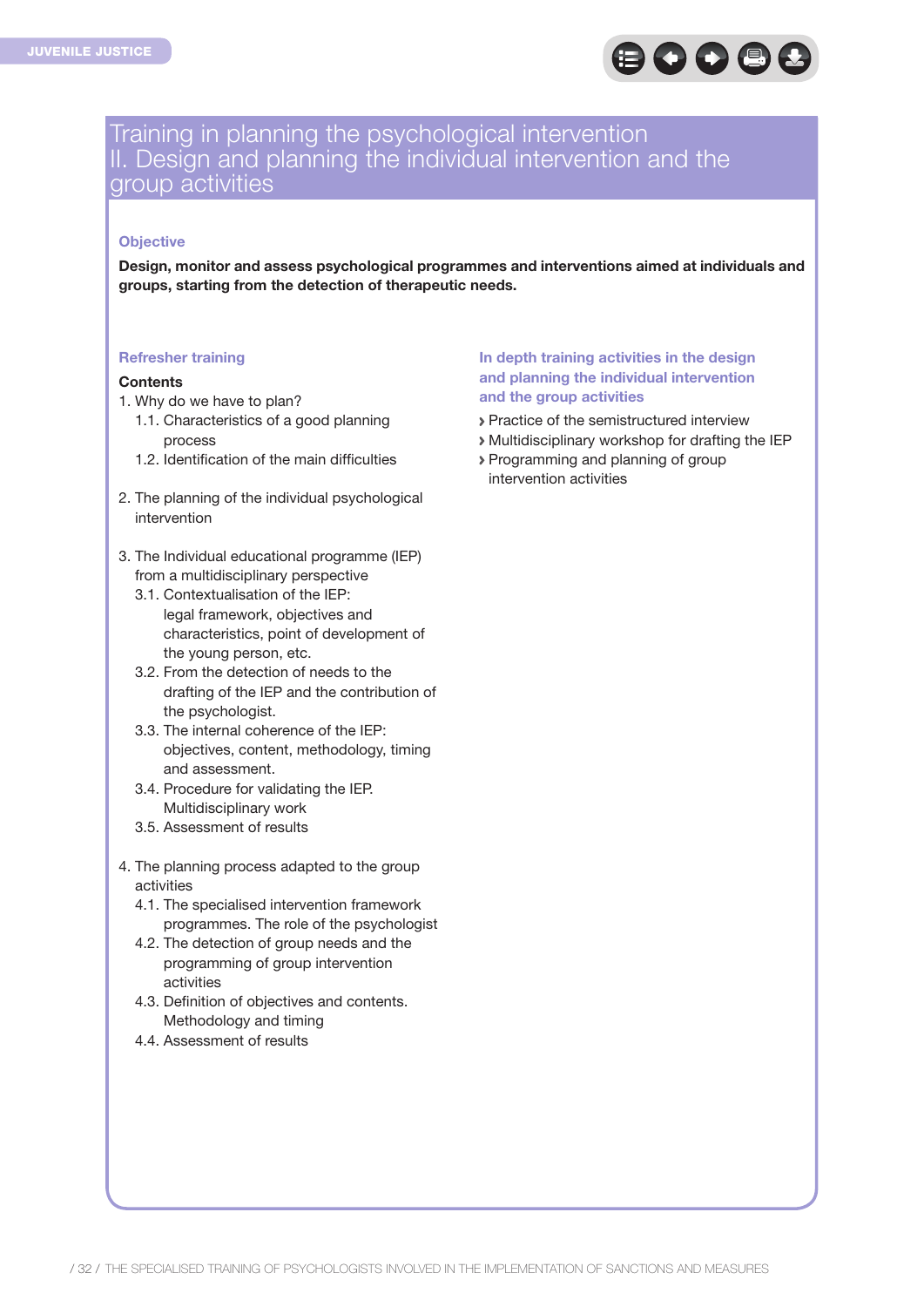# Training in planning the psychological intervention
# II. Design and planning the individual intervention and the group activities

### Objective

**Design, monitor and assess psychological programmes and interventions aimed at individuals and groups, starting from the detection of therapeutic needs.**

### Refresher training

**Contents**

1. Why do we have to plan?
   1.1. Characteristics of a good planning process
   1.2. Identification of the main difficulties

2. The planning of the individual psychological intervention

3. The Individual educational programme (IEP) from a multidisciplinary perspective
   3.1. Contextualisation of the IEP: legal framework, objectives and characteristics, point of development of the young person, etc.
   3.2. From the detection of needs to the drafting of the IEP and the contribution of the psychologist.
   3.3. The internal coherence of the IEP: objectives, content, methodology, timing and assessment.
   3.4. Procedure for validating the IEP. Multidisciplinary work
   3.5. Assessment of results

4. The planning process adapted to the group activities
   4.1. The specialised intervention framework programmes. The role of the psychologist
   4.2. The detection of group needs and the programming of group intervention activities
   4.3. Definition of objectives and contents. Methodology and timing
   4.4. Assessment of results

### In depth training activities in the design and planning the individual intervention and the group activities

- Practice of the semistructured interview
- Multidisciplinary workshop for drafting the IEP
- Programming and planning of group intervention activities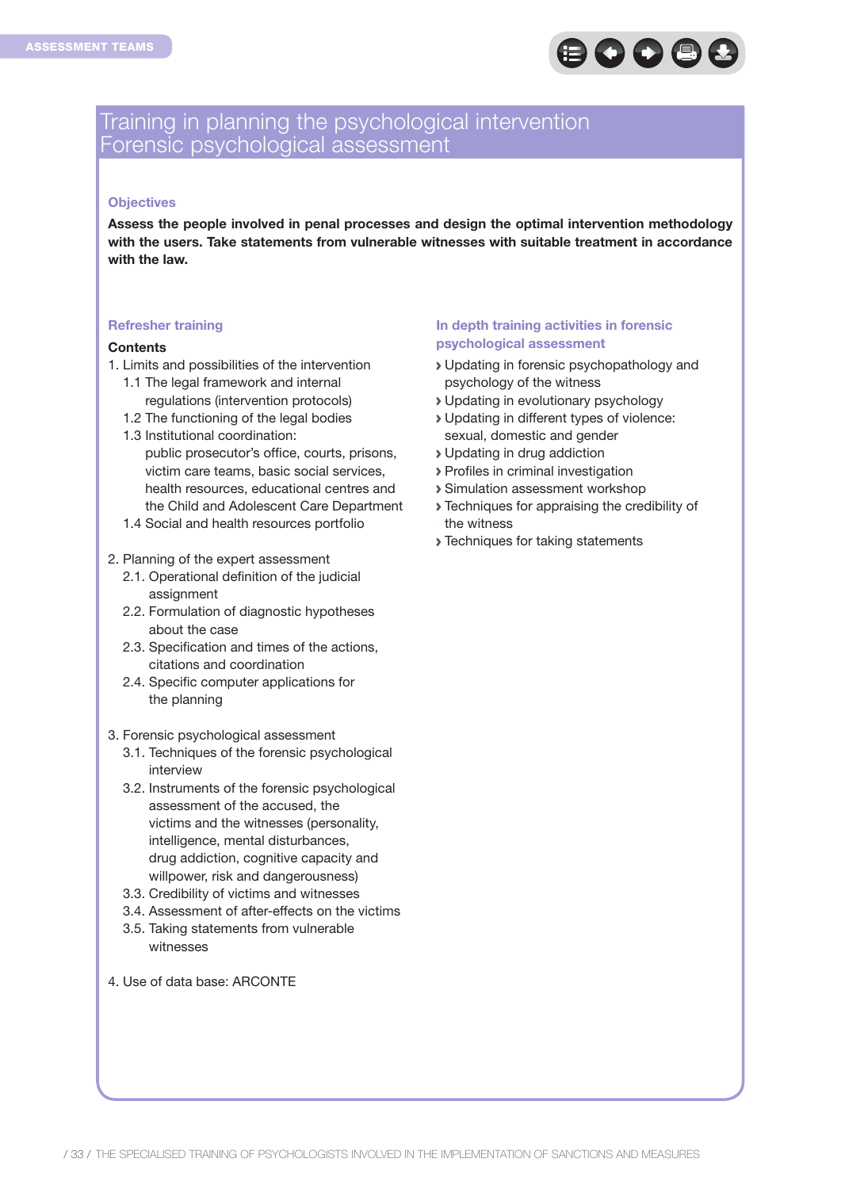# Training in planning the psychological intervention Forensic psychological assessment

### Objectives

**Assess the people involved in penal processes and design the optimal intervention methodology with the users. Take statements from vulnerable witnesses with suitable treatment in accordance with the law.**

### Refresher training

**Contents**

1. Limits and possibilities of the intervention
   - 1.1 The legal framework and internal regulations (intervention protocols)
   - 1.2 The functioning of the legal bodies
   - 1.3 Institutional coordination: public prosecutor's office, courts, prisons, victim care teams, basic social services, health resources, educational centres and the Child and Adolescent Care Department
   - 1.4 Social and health resources portfolio

2. Planning of the expert assessment
   - 2.1. Operational definition of the judicial assignment
   - 2.2. Formulation of diagnostic hypotheses about the case
   - 2.3. Specification and times of the actions, citations and coordination
   - 2.4. Specific computer applications for the planning

3. Forensic psychological assessment
   - 3.1. Techniques of the forensic psychological interview
   - 3.2. Instruments of the forensic psychological assessment of the accused, the victims and the witnesses (personality, intelligence, mental disturbances, drug addiction, cognitive capacity and willpower, risk and dangerousness)
   - 3.3. Credibility of victims and witnesses
   - 3.4. Assessment of after-effects on the victims
   - 3.5. Taking statements from vulnerable witnesses

4. Use of data base: ARCONTE

### In depth training activities in forensic psychological assessment

- Updating in forensic psychopathology and psychology of the witness
- Updating in evolutionary psychology
- Updating in different types of violence: sexual, domestic and gender
- Updating in drug addiction
- Profiles in criminal investigation
- Simulation assessment workshop
- Techniques for appraising the credibility of the witness
- Techniques for taking statements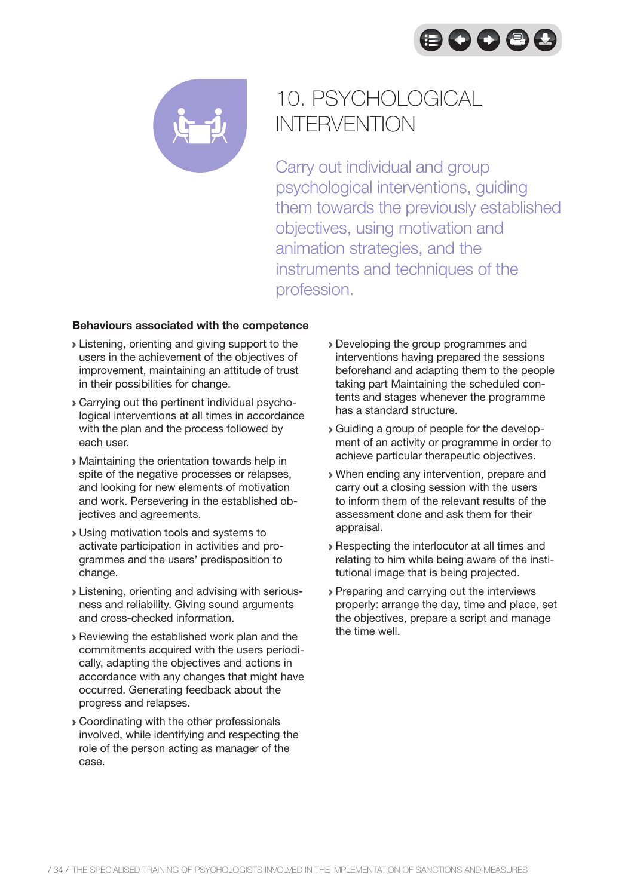# 10. PSYCHOLOGICAL INTERVENTION

Carry out individual and group psychological interventions, guiding them towards the previously established objectives, using motivation and animation strategies, and the instruments and techniques of the profession.

**Behaviours associated with the competence**

- Listening, orienting and giving support to the users in the achievement of the objectives of improvement, maintaining an attitude of trust in their possibilities for change.
- Carrying out the pertinent individual psychological interventions at all times in accordance with the plan and the process followed by each user.
- Maintaining the orientation towards help in spite of the negative processes or relapses, and looking for new elements of motivation and work. Persevering in the established objectives and agreements.
- Using motivation tools and systems to activate participation in activities and programmes and the users' predisposition to change.
- Listening, orienting and advising with seriousness and reliability. Giving sound arguments and cross-checked information.
- Reviewing the established work plan and the commitments acquired with the users periodically, adapting the objectives and actions in accordance with any changes that might have occurred. Generating feedback about the progress and relapses.
- Coordinating with the other professionals involved, while identifying and respecting the role of the person acting as manager of the case.
- Developing the group programmes and interventions having prepared the sessions beforehand and adapting them to the people taking part Maintaining the scheduled contents and stages whenever the programme has a standard structure.
- Guiding a group of people for the development of an activity or programme in order to achieve particular therapeutic objectives.
- When ending any intervention, prepare and carry out a closing session with the users to inform them of the relevant results of the assessment done and ask them for their appraisal.
- Respecting the interlocutor at all times and relating to him while being aware of the institutional image that is being projected.
- Preparing and carrying out the interviews properly: arrange the day, time and place, set the objectives, prepare a script and manage the time well.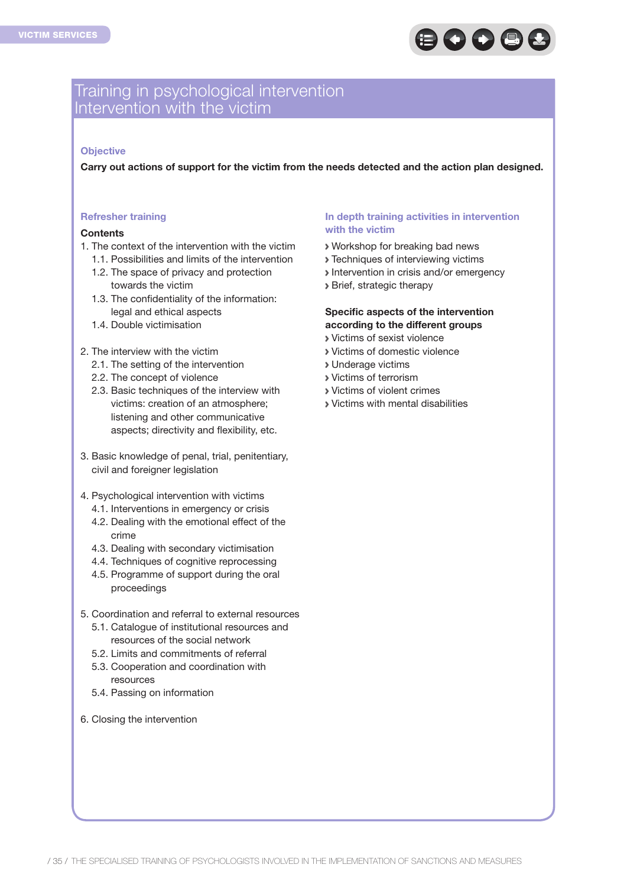# Training in psychological intervention
## Intervention with the victim

### Objective

**Carry out actions of support for the victim from the needs detected and the action plan designed.**

### Refresher training

**Contents**

1. The context of the intervention with the victim
    - 1.1. Possibilities and limits of the intervention
    - 1.2. The space of privacy and protection towards the victim
    - 1.3. The confidentiality of the information: legal and ethical aspects
    - 1.4. Double victimisation

2. The interview with the victim
    - 2.1. The setting of the intervention
    - 2.2. The concept of violence
    - 2.3. Basic techniques of the interview with victims: creation of an atmosphere; listening and other communicative aspects; directivity and flexibility, etc.

3. Basic knowledge of penal, trial, penitentiary, civil and foreigner legislation

4. Psychological intervention with victims
    - 4.1. Interventions in emergency or crisis
    - 4.2. Dealing with the emotional effect of the crime
    - 4.3. Dealing with secondary victimisation
    - 4.4. Techniques of cognitive reprocessing
    - 4.5. Programme of support during the oral proceedings

5. Coordination and referral to external resources
    - 5.1. Catalogue of institutional resources and resources of the social network
    - 5.2. Limits and commitments of referral
    - 5.3. Cooperation and coordination with resources
    - 5.4. Passing on information

6. Closing the intervention

### In depth training activities in intervention with the victim

- Workshop for breaking bad news
- Techniques of interviewing victims
- Intervention in crisis and/or emergency
- Brief, strategic therapy

**Specific aspects of the intervention according to the different groups**

- Victims of sexist violence
- Victims of domestic violence
- Underage victims
- Victims of terrorism
- Victims of violent crimes
- Victims with mental disabilities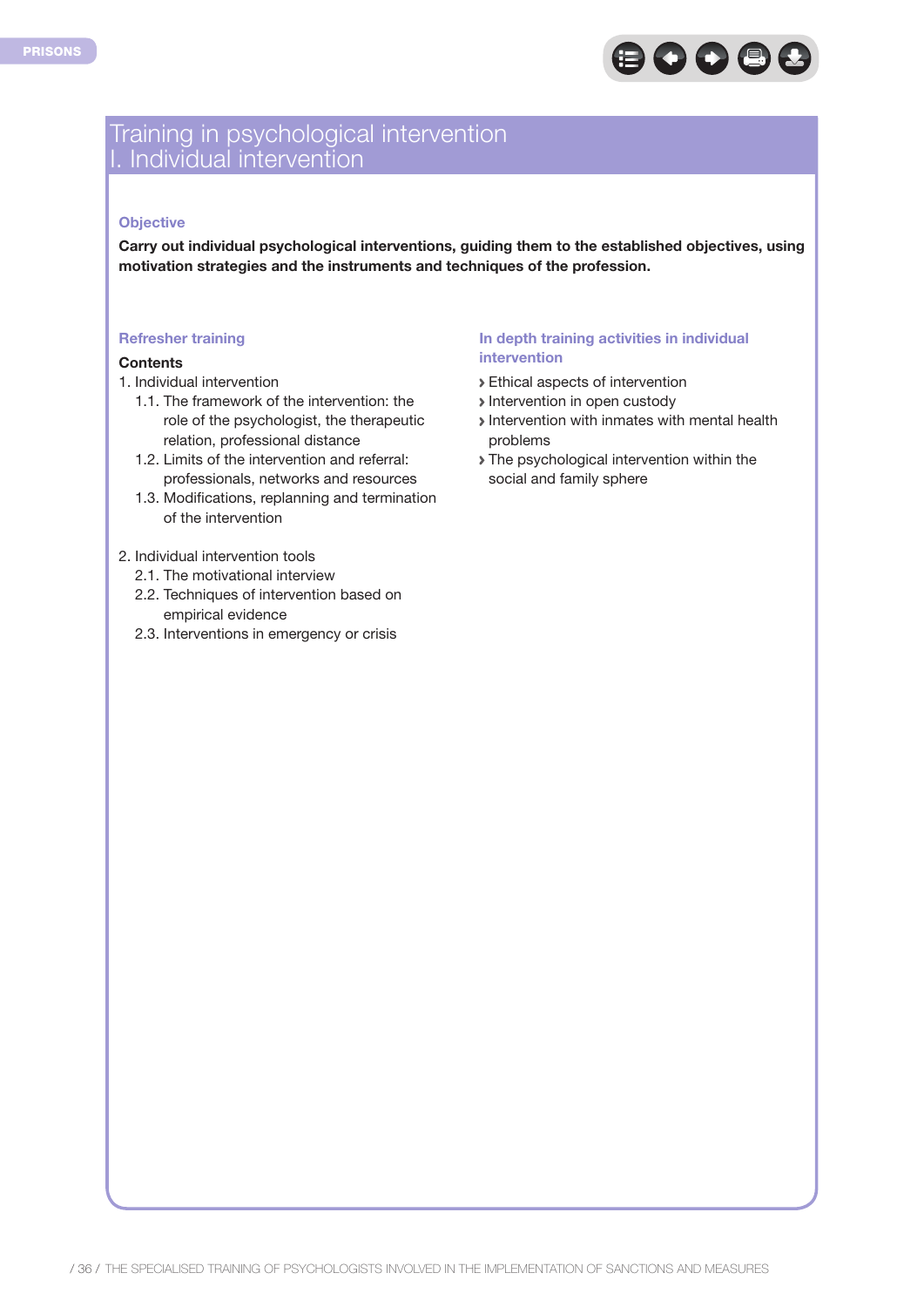# Training in psychological intervention
## I. Individual intervention

### Objective

**Carry out individual psychological interventions, guiding them to the established objectives, using motivation strategies and the instruments and techniques of the profession.**

### Refresher training

**Contents**

1. Individual intervention
    - 1.1. The framework of the intervention: the role of the psychologist, the therapeutic relation, professional distance
    - 1.2. Limits of the intervention and referral: professionals, networks and resources
    - 1.3. Modifications, replanning and termination of the intervention

2. Individual intervention tools
    - 2.1. The motivational interview
    - 2.2. Techniques of intervention based on empirical evidence
    - 2.3. Interventions in emergency or crisis

### In depth training activities in individual intervention

- Ethical aspects of intervention
- Intervention in open custody
- Intervention with inmates with mental health problems
- The psychological intervention within the social and family sphere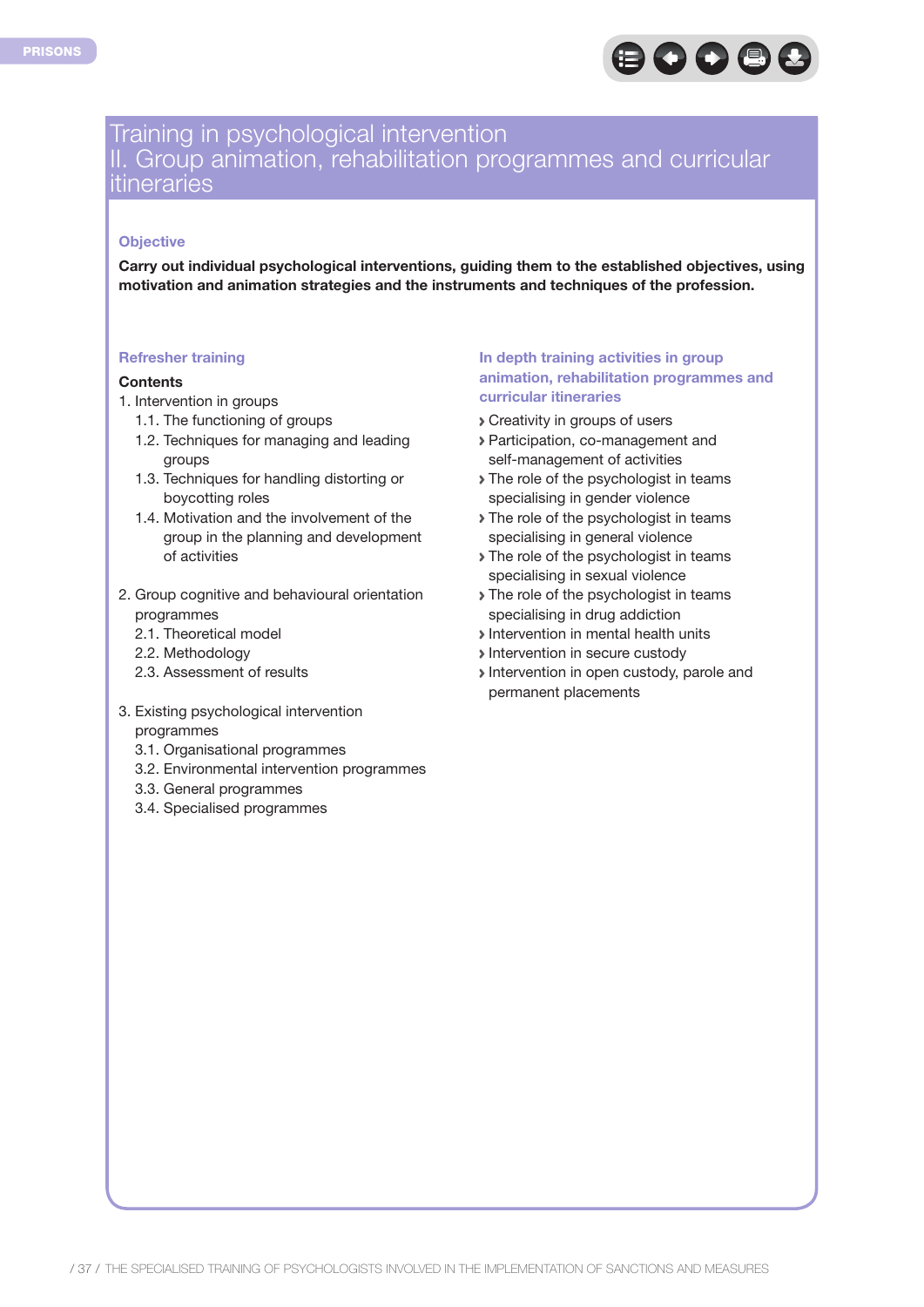# Training in psychological intervention
## II. Group animation, rehabilitation programmes and curricular itineraries

### Objective

**Carry out individual psychological interventions, guiding them to the established objectives, using motivation and animation strategies and the instruments and techniques of the profession.**

### Refresher training

**Contents**

1. Intervention in groups
   - 1.1. The functioning of groups
   - 1.2. Techniques for managing and leading groups
   - 1.3. Techniques for handling distorting or boycotting roles
   - 1.4. Motivation and the involvement of the group in the planning and development of activities

2. Group cognitive and behavioural orientation programmes
   - 2.1. Theoretical model
   - 2.2. Methodology
   - 2.3. Assessment of results

3. Existing psychological intervention programmes
   - 3.1. Organisational programmes
   - 3.2. Environmental intervention programmes
   - 3.3. General programmes
   - 3.4. Specialised programmes

### In depth training activities in group animation, rehabilitation programmes and curricular itineraries

- Creativity in groups of users
- Participation, co-management and self-management of activities
- The role of the psychologist in teams specialising in gender violence
- The role of the psychologist in teams specialising in general violence
- The role of the psychologist in teams specialising in sexual violence
- The role of the psychologist in teams specialising in drug addiction
- Intervention in mental health units
- Intervention in secure custody
- Intervention in open custody, parole and permanent placements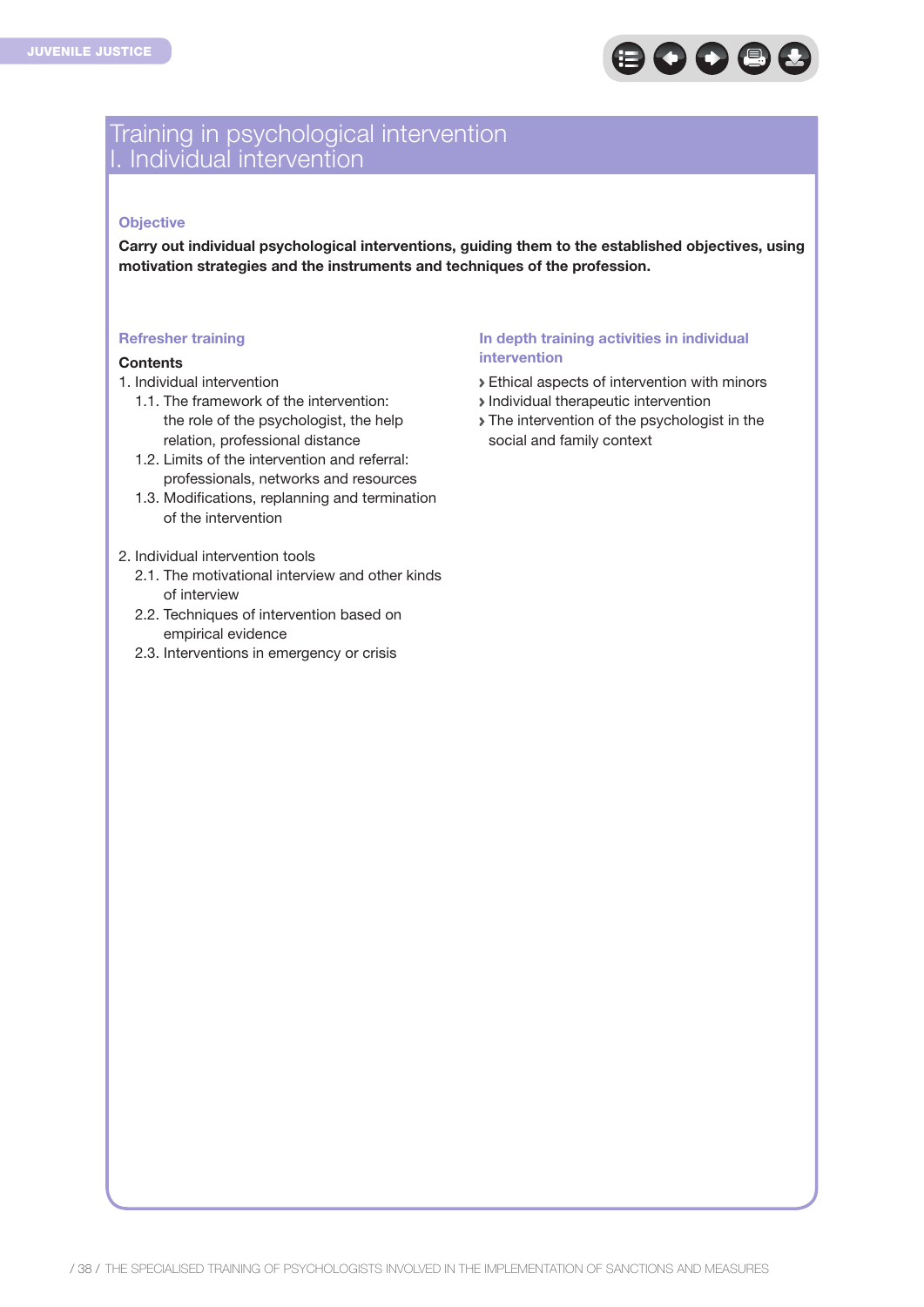# Training in psychological intervention
# I. Individual intervention

### Objective

**Carry out individual psychological interventions, guiding them to the established objectives, using motivation strategies and the instruments and techniques of the profession.**

### Refresher training

**Contents**

1. Individual intervention
   - 1.1. The framework of the intervention: the role of the psychologist, the help relation, professional distance
   - 1.2. Limits of the intervention and referral: professionals, networks and resources
   - 1.3. Modifications, replanning and termination of the intervention

2. Individual intervention tools
   - 2.1. The motivational interview and other kinds of interview
   - 2.2. Techniques of intervention based on empirical evidence
   - 2.3. Interventions in emergency or crisis

### In depth training activities in individual intervention

- Ethical aspects of intervention with minors
- Individual therapeutic intervention
- The intervention of the psychologist in the social and family context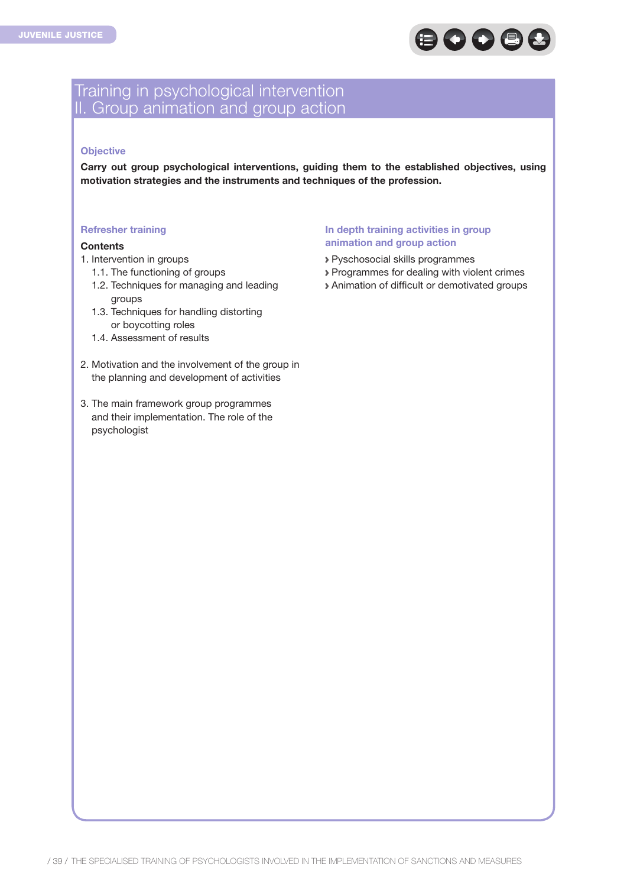# Training in psychological intervention
## II. Group animation and group action

### Objective

**Carry out group psychological interventions, guiding them to the established objectives, using motivation strategies and the instruments and techniques of the profession.**

### Refresher training

**Contents**

1. Intervention in groups
   - 1.1. The functioning of groups
   - 1.2. Techniques for managing and leading groups
   - 1.3. Techniques for handling distorting or boycotting roles
   - 1.4. Assessment of results

2. Motivation and the involvement of the group in the planning and development of activities

3. The main framework group programmes and their implementation. The role of the psychologist

### In depth training activities in group animation and group action

- Pyschosocial skills programmes
- Programmes for dealing with violent crimes
- Animation of difficult or demotivated groups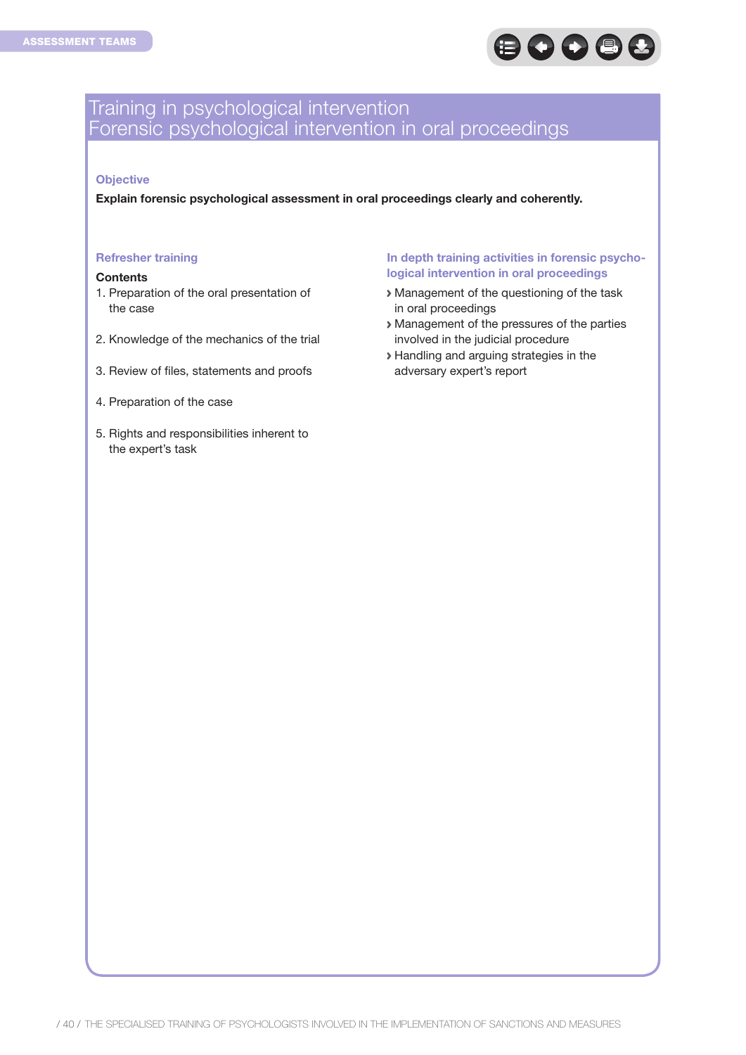# Training in psychological intervention
## Forensic psychological intervention in oral proceedings

### Objective

**Explain forensic psychological assessment in oral proceedings clearly and coherently.**

### Refresher training

**Contents**

1. Preparation of the oral presentation of the case
2. Knowledge of the mechanics of the trial
3. Review of files, statements and proofs
4. Preparation of the case
5. Rights and responsibilities inherent to the expert's task

### In depth training activities in forensic psychological intervention in oral proceedings

- Management of the questioning of the task in oral proceedings
- Management of the pressures of the parties involved in the judicial procedure
- Handling and arguing strategies in the adversary expert's report